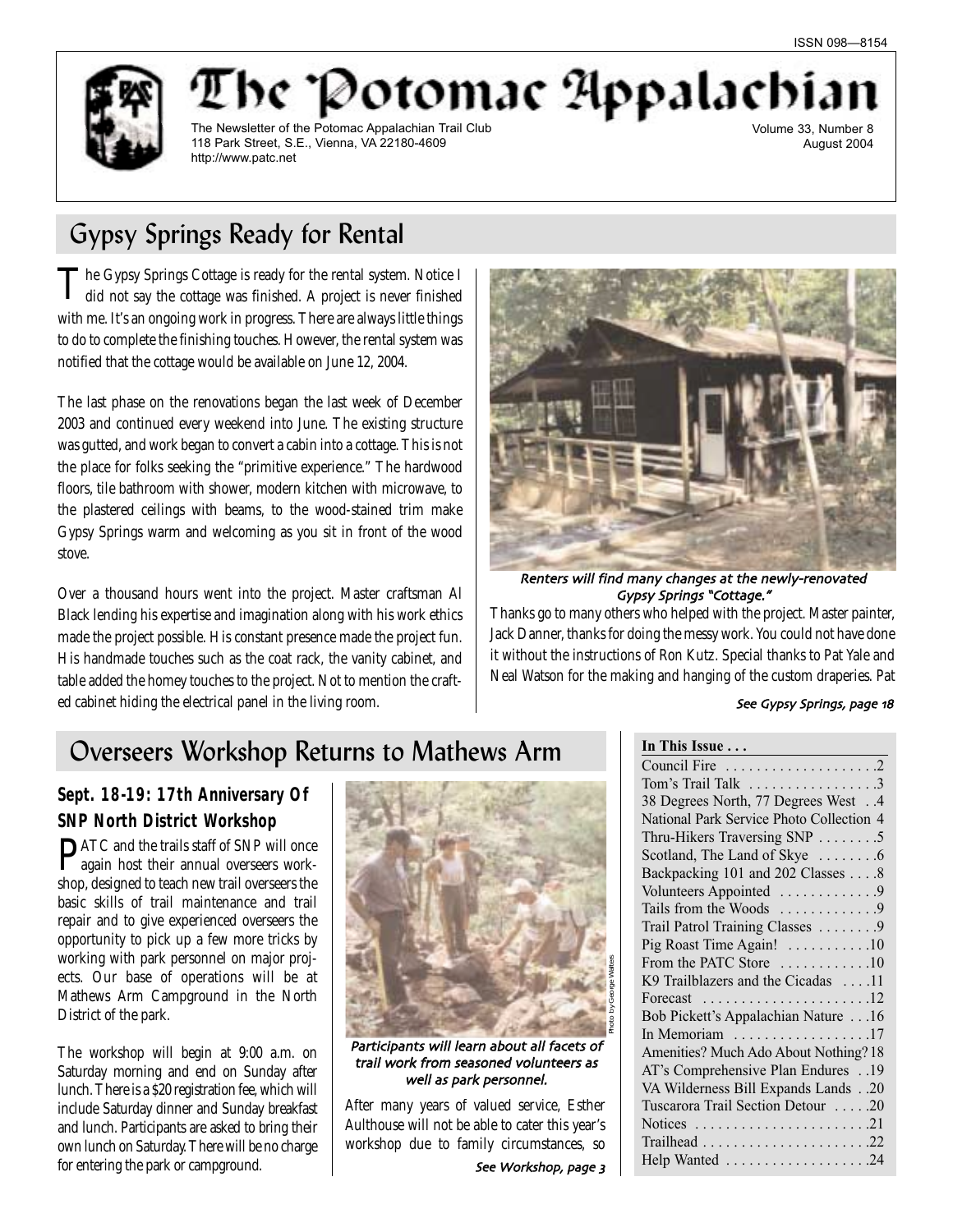ISSN 098—8154

# The Potomac Appalachian

The Newsletter of the Potomac Appalachian Trail Club
118 Park Street, S.E., Vienna, VA 22180-4609
http://www.patc.net

Volume 33, Number 8
August 2004

## Gypsy Springs Ready for Rental

The Gypsy Springs Cottage is ready for the rental system. Notice I did not say the cottage was finished. A project is never finished with me. It's an ongoing work in progress. There are always little things to do to complete the finishing touches. However, the rental system was notified that the cottage would be available on June 12, 2004.

The last phase on the renovations began the last week of December 2003 and continued every weekend into June. The existing structure was gutted, and work began to convert a cabin into a cottage. This is not the place for folks seeking the "primitive experience." The hardwood floors, tile bathroom with shower, modern kitchen with microwave, to the plastered ceilings with beams, to the wood-stained trim make Gypsy Springs warm and welcoming as you sit in front of the wood stove.

Over a thousand hours went into the project. Master craftsman Al Black lending his expertise and imagination along with his work ethics made the project possible. His constant presence made the project fun. His handmade touches such as the coat rack, the vanity cabinet, and table added the homey touches to the project. Not to mention the crafted cabinet hiding the electrical panel in the living room.

*Renters will find many changes at the newly-renovated Gypsy Springs "Cottage."*

Thanks go to many others who helped with the project. Master painter, Jack Danner, thanks for doing the messy work. You could not have done it without the instructions of Ron Kutz. Special thanks to Pat Yale and Neal Watson for the making and hanging of the custom draperies. Pat

*See Gypsy Springs, page 18*

## Overseers Workshop Returns to Mathews Arm

### Sept. 18-19: 17th Anniversary Of SNP North District Workshop

PATC and the trails staff of SNP will once again host their annual overseers workshop, designed to teach new trail overseers the basic skills of trail maintenance and trail repair and to give experienced overseers the opportunity to pick up a few more tricks by working with park personnel on major projects. Our base of operations will be at Mathews Arm Campground in the North District of the park.

The workshop will begin at 9:00 a.m. on Saturday morning and end on Sunday after lunch. There is a $20 registration fee, which will include Saturday dinner and Sunday breakfast and lunch. Participants are asked to bring their own lunch on Saturday. There will be no charge for entering the park or campground.

Photo by George Walters

*Participants will learn about all facets of trail work from seasoned volunteers as well as park personnel.*

After many years of valued service, Esther Aulthouse will not be able to cater this year's workshop due to family circumstances, so

*See Workshop, page 3*

**In This Issue . . .**

- Council Fire . . . 2
- Tom's Trail Talk . . . 3
- 38 Degrees North, 77 Degrees West . . . 4
- National Park Service Photo Collection 4
- Thru-Hikers Traversing SNP . . . 5
- Scotland, The Land of Skye . . . 6
- Backpacking 101 and 202 Classes . . . 8
- Volunteers Appointed . . . 9
- Tails from the Woods . . . 9
- Trail Patrol Training Classes . . . 9
- Pig Roast Time Again! . . . 10
- From the PATC Store . . . 10
- K9 Trailblazers and the Cicadas . . . 11
- Forecast . . . 12
- Bob Pickett's Appalachian Nature . . . 16
- In Memoriam . . . 17
- Amenities? Much Ado About Nothing? 18
- AT's Comprehensive Plan Endures . . . 19
- VA Wilderness Bill Expands Lands . . . 20
- Tuscarora Trail Section Detour . . . 20
- Notices . . . 21
- Trailhead . . . 22
- Help Wanted . . . 24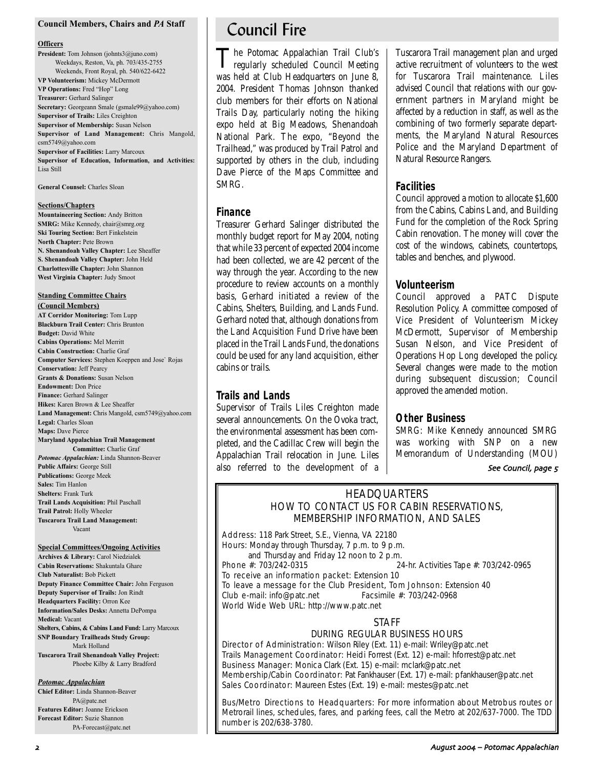## Council Members, Chairs and *PA* Staff

**Officers**

**President:** Tom Johnson (johnts3@juno.com)
Weekdays, Reston, Va, ph. 703/435-2755
Weekends, Front Royal, ph. 540/622-6422
**VP Volunteerism:** Mickey McDermott
**VP Operations:** Fred "Hop" Long
**Treasurer:** Gerhard Salinger
**Secretary:** Georgeann Smale (gsmale99@yahoo.com)
**Supervisor of Trails:** Liles Creighton
**Supervisor of Membership:** Susan Nelson
**Supervisor of Land Management:** Chris Mangold, csm5749@yahoo.com
**Supervisor of Facilities:** Larry Marcoux
**Supervisor of Education, Information, and Activities:** Lisa Still

**General Counsel:** Charles Sloan

**Sections/Chapters**

**Mountaineering Section:** Andy Britton
**SMRG:** Mike Kennedy, chair@smrg.org
**Ski Touring Section:** Bert Finkelstein
**North Chapter:** Pete Brown
**N. Shenandoah Valley Chapter:** Lee Sheaffer
**S. Shenandoah Valley Chapter:** John Held
**Charlottesville Chapter:** John Shannon
**West Virginia Chapter:** Judy Smoot

**Standing Committee Chairs (Council Members)**

**AT Corridor Monitoring:** Tom Lupp
**Blackburn Trail Center:** Chris Brunton
**Budget:** David White
**Cabins Operations:** Mel Merritt
**Cabin Construction:** Charlie Graf
**Computer Services:** Stephen Koeppen and Jose` Rojas
**Conservation:** Jeff Pearcy
**Grants & Donations:** Susan Nelson
**Endowment:** Don Price
**Finance:** Gerhard Salinger
**Hikes:** Karen Brown & Lee Sheaffer
**Land Management:** Chris Mangold, csm5749@yahoo.com
**Legal:** Charles Sloan
**Maps:** Dave Pierce
**Maryland Appalachian Trail Management Committee:** Charlie Graf
***Potomac Appalachian:*** Linda Shannon-Beaver
**Public Affairs:** George Still
**Publications:** George Meek
**Sales:** Tim Hanlon
**Shelters:** Frank Turk
**Trail Lands Acquisition:** Phil Paschall
**Trail Patrol:** Holly Wheeler
**Tuscarora Trail Land Management:** Vacant

**Special Committees/Ongoing Activities**

**Archives & Library:** Carol Niedzialek
**Cabin Reservations:** Shakuntala Ghare
**Club Naturalist:** Bob Pickett
**Deputy Finance Committee Chair:** John Ferguson
**Deputy Supervisor of Trails:** Jon Rindt
**Headquarters Facility:** Orron Kee
**Information/Sales Desks:** Annetta DePompa
**Medical:** Vacant
**Shelters, Cabins, & Cabins Land Fund:** Larry Marcoux
**SNP Boundary Trailheads Study Group:** Mark Holland
**Tuscarora Trail Shenandoah Valley Project:** Phoebe Kilby & Larry Bradford

***Potomac Appalachian***

**Chief Editor:** Linda Shannon-Beaver
PA@patc.net
**Features Editor:** Joanne Erickson
**Forecast Editor:** Suzie Shannon
PA-Forecast@patc.net

# Council Fire

The Potomac Appalachian Trail Club's regularly scheduled Council Meeting was held at Club Headquarters on June 8, 2004. President Thomas Johnson thanked club members for their efforts on National Trails Day, particularly noting the hiking expo held at Big Meadows, Shenandoah National Park. The expo, "Beyond the Trailhead," was produced by Trail Patrol and supported by others in the club, including Dave Pierce of the Maps Committee and SMRG.

### Finance

Treasurer Gerhard Salinger distributed the monthly budget report for May 2004, noting that while 33 percent of expected 2004 income had been collected, we are 42 percent of the way through the year. According to the new procedure to review accounts on a monthly basis, Gerhard initiated a review of the Cabins, Shelters, Building, and Lands Fund. Gerhard noted that, although donations from the Land Acquisition Fund Drive have been placed in the Trail Lands Fund, the donations could be used for any land acquisition, either cabins or trails.

### Trails and Lands

Supervisor of Trails Liles Creighton made several announcements. On the Ovoka tract, the environmental assessment has been completed, and the Cadillac Crew will begin the Appalachian Trail relocation in June. Liles also referred to the development of a Tuscarora Trail management plan and urged active recruitment of volunteers to the west for Tuscarora Trail maintenance. Liles advised Council that relations with our government partners in Maryland might be affected by a reduction in staff, as well as the combining of two formerly separate departments, the Maryland Natural Resources Police and the Maryland Department of Natural Resource Rangers.

### Facilities

Council approved a motion to allocate $1,600 from the Cabins, Cabins Land, and Building Fund for the completion of the Rock Spring Cabin renovation. The money will cover the cost of the windows, cabinets, countertops, tables and benches, and plywood.

### Volunteerism

Council approved a PATC Dispute Resolution Policy. A committee composed of Vice President of Volunteerism Mickey McDermott, Supervisor of Membership Susan Nelson, and Vice President of Operations Hop Long developed the policy. Several changes were made to the motion during subsequent discussion; Council approved the amended motion.

### Other Business

SMRG: Mike Kennedy announced SMRG was working with SNP on a new Memorandum of Understanding (MOU)

*See Council, page 5*

## HEADQUARTERS
### HOW TO CONTACT US FOR CABIN RESERVATIONS, MEMBERSHIP INFORMATION, AND SALES

Address: 118 Park Street, S.E., Vienna, VA 22180
Hours: Monday through Thursday, 7 p.m. to 9 p.m.
and Thursday and Friday 12 noon to 2 p.m.
Phone #: 703/242-0315 24-hr. Activities Tape #: 703/242-0965
To receive an information packet: Extension 10
To leave a message for the Club President, Tom Johnson: Extension 40
Club e-mail: info@patc.net Facsimile #: 703/242-0968
World Wide Web URL: http://www.patc.net

### STAFF
#### DURING REGULAR BUSINESS HOURS

Director of Administration: Wilson Riley (Ext. 11) e-mail: Wriley@patc.net
Trails Management Coordinator: Heidi Forrest (Ext. 12) e-mail: hforrest@patc.net
Business Manager: Monica Clark (Ext. 15) e-mail: mclark@patc.net
Membership/Cabin Coordinator: Pat Fankhauser (Ext. 17) e-mail: pfankhauser@patc.net
Sales Coordinator: Maureen Estes (Ext. 19) e-mail: mestes@patc.net

Bus/Metro Directions to Headquarters: For more information about Metrobus routes or Metrorail lines, schedules, fares, and parking fees, call the Metro at 202/637-7000. The TDD number is 202/638-3780.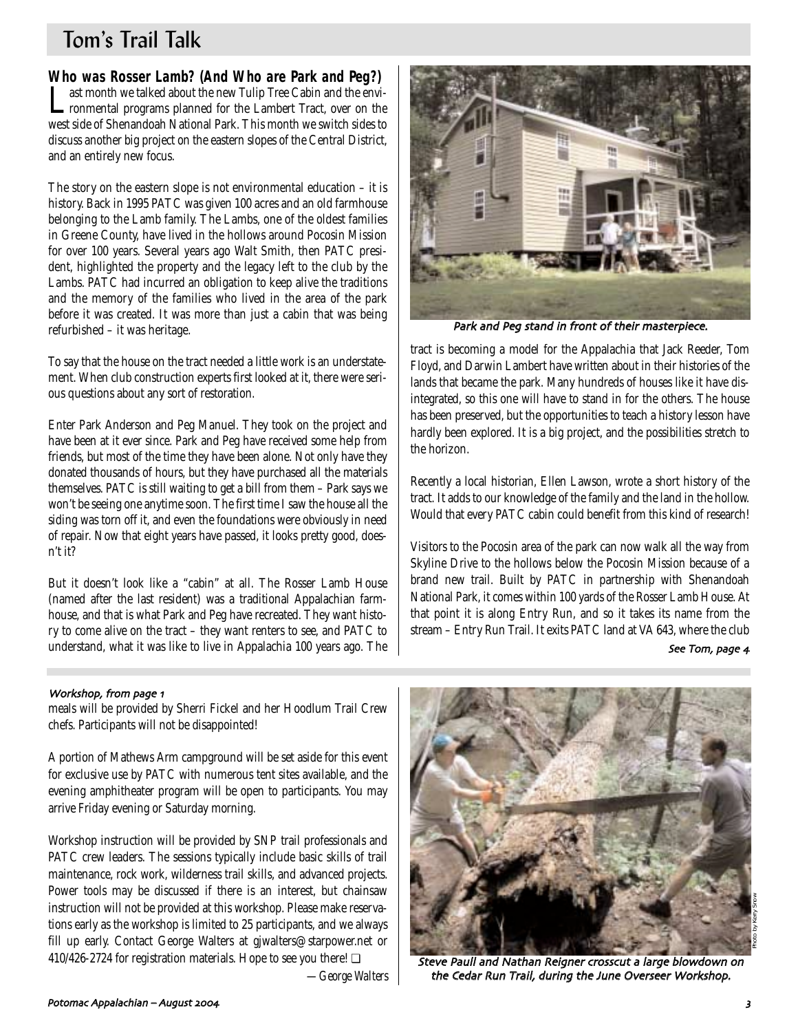# Tom's Trail Talk

## Who was Rosser Lamb? (And Who are Park and Peg?)

Last month we talked about the new Tulip Tree Cabin and the environmental programs planned for the Lambert Tract, over on the west side of Shenandoah National Park. This month we switch sides to discuss another big project on the eastern slopes of the Central District, and an entirely new focus.

The story on the eastern slope is not environmental education – it is history. Back in 1995 PATC was given 100 acres and an old farmhouse belonging to the Lamb family. The Lambs, one of the oldest families in Greene County, have lived in the hollows around Pocosin Mission for over 100 years. Several years ago Walt Smith, then PATC president, highlighted the property and the legacy left to the club by the Lambs. PATC had incurred an obligation to keep alive the traditions and the memory of the families who lived in the area of the park before it was created. It was more than just a cabin that was being refurbished – it was heritage.

To say that the house on the tract needed a little work is an understatement. When club construction experts first looked at it, there were serious questions about any sort of restoration.

Enter Park Anderson and Peg Manuel. They took on the project and have been at it ever since. Park and Peg have received some help from friends, but most of the time they have been alone. Not only have they donated thousands of hours, but they have purchased all the materials themselves. PATC is still waiting to get a bill from them – Park says we won't be seeing one anytime soon. The first time I saw the house all the siding was torn off it, and even the foundations were obviously in need of repair. Now that eight years have passed, it looks pretty good, doesn't it?

But it doesn't look like a "cabin" at all. The Rosser Lamb House (named after the last resident) was a traditional Appalachian farmhouse, and that is what Park and Peg have recreated. They want history to come alive on the tract – they want renters to see, and PATC to understand, what it was like to live in Appalachia 100 years ago. The tract is becoming a model for the Appalachia that Jack Reeder, Tom Floyd, and Darwin Lambert have written about in their histories of the lands that became the park. Many hundreds of houses like it have disintegrated, so this one will have to stand in for the others. The house has been preserved, but the opportunities to teach a history lesson have hardly been explored. It is a big project, and the possibilities stretch to the horizon.

*Park and Peg stand in front of their masterpiece.*

Recently a local historian, Ellen Lawson, wrote a short history of the tract. It adds to our knowledge of the family and the land in the hollow. Would that every PATC cabin could benefit from this kind of research!

Visitors to the Pocosin area of the park can now walk all the way from Skyline Drive to the hollows below the Pocosin Mission because of a brand new trail. Built by PATC in partnership with Shenandoah National Park, it comes within 100 yards of the Rosser Lamb House. At that point it is along Entry Run, and so it takes its name from the stream – Entry Run Trail. It exits PATC land at VA 643, where the club

*See Tom, page 4*

---

*Workshop, from page 1*

meals will be provided by Sherri Fickel and her Hoodlum Trail Crew chefs. Participants will not be disappointed!

A portion of Mathews Arm campground will be set aside for this event for exclusive use by PATC with numerous tent sites available, and the evening amphitheater program will be open to participants. You may arrive Friday evening or Saturday morning.

Workshop instruction will be provided by SNP trail professionals and PATC crew leaders. The sessions typically include basic skills of trail maintenance, rock work, wilderness trail skills, and advanced projects. Power tools may be discussed if there is an interest, but chainsaw instruction will not be provided at this workshop. Please make reservations early as the workshop is limited to 25 participants, and we always fill up early. Contact George Walters at gjwalters@starpower.net or 410/426-2724 for registration materials. Hope to see you there! ❑

*—George Walters*

Photo by Kerry Snow

*Steve Paull and Nathan Reigner crosscut a large blowdown on the Cedar Run Trail, during the June Overseer Workshop.*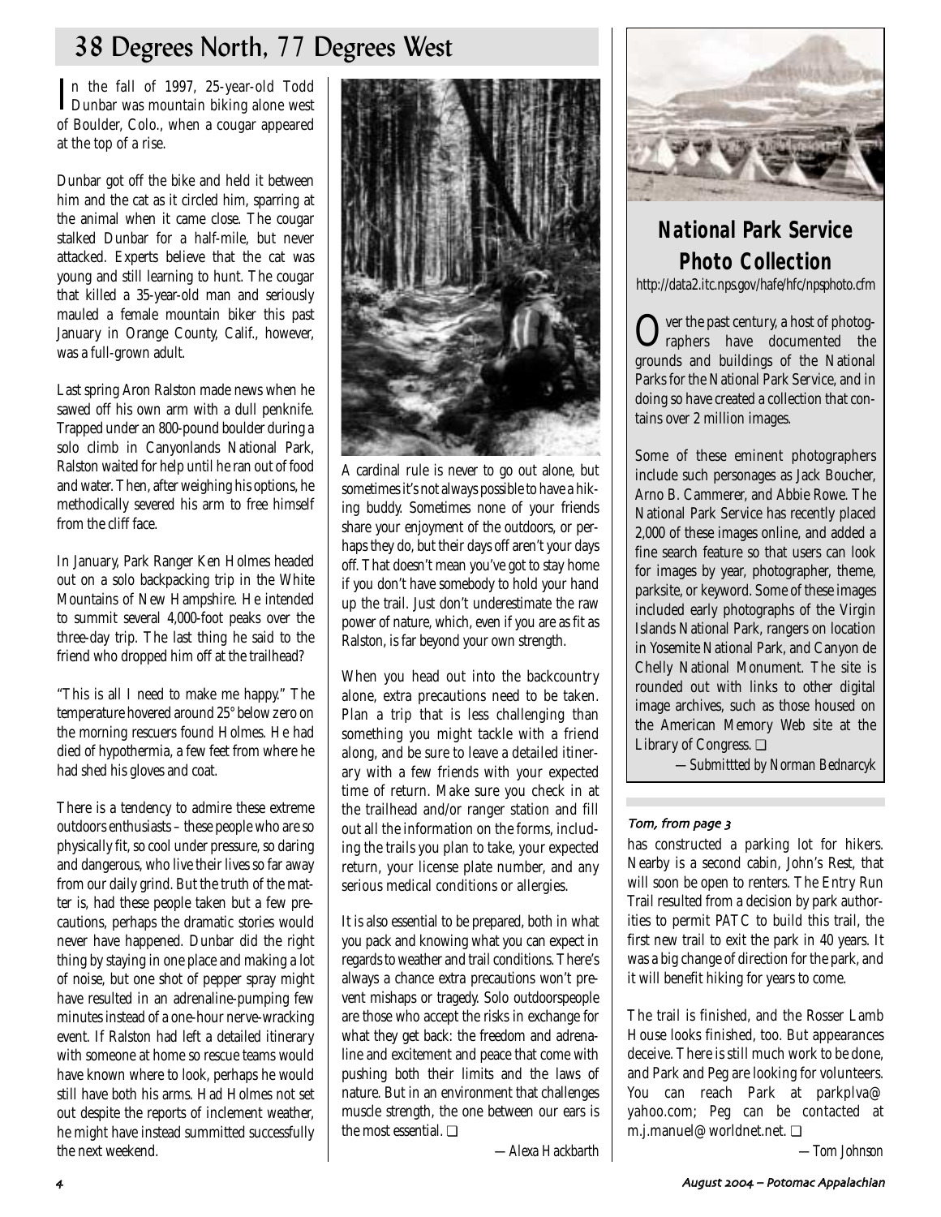# 38 Degrees North, 77 Degrees West

In the fall of 1997, 25-year-old Todd Dunbar was mountain biking alone west of Boulder, Colo., when a cougar appeared at the top of a rise.

Dunbar got off the bike and held it between him and the cat as it circled him, sparring at the animal when it came close. The cougar stalked Dunbar for a half-mile, but never attacked. Experts believe that the cat was young and still learning to hunt. The cougar that killed a 35-year-old man and seriously mauled a female mountain biker this past January in Orange County, Calif., however, was a full-grown adult.

Last spring Aron Ralston made news when he sawed off his own arm with a dull penknife. Trapped under an 800-pound boulder during a solo climb in Canyonlands National Park, Ralston waited for help until he ran out of food and water. Then, after weighing his options, he methodically severed his arm to free himself from the cliff face.

In January, Park Ranger Ken Holmes headed out on a solo backpacking trip in the White Mountains of New Hampshire. He intended to summit several 4,000-foot peaks over the three-day trip. The last thing he said to the friend who dropped him off at the trailhead?

"This is all I need to make me happy." The temperature hovered around 25° below zero on the morning rescuers found Holmes. He had died of hypothermia, a few feet from where he had shed his gloves and coat.

There is a tendency to admire these extreme outdoors enthusiasts – these people who are so physically fit, so cool under pressure, so daring and dangerous, who live their lives so far away from our daily grind. But the truth of the matter is, had these people taken but a few precautions, perhaps the dramatic stories would never have happened. Dunbar did the right thing by staying in one place and making a lot of noise, but one shot of pepper spray might have resulted in an adrenaline-pumping few minutes instead of a one-hour nerve-wracking event. If Ralston had left a detailed itinerary with someone at home so rescue teams would have known where to look, perhaps he would still have both his arms. Had Holmes not set out despite the reports of inclement weather, he might have instead summitted successfully the next weekend.

A cardinal rule is never to go out alone, but sometimes it's not always possible to have a hiking buddy. Sometimes none of your friends share your enjoyment of the outdoors, or perhaps they do, but their days off aren't your days off. That doesn't mean you've got to stay home if you don't have somebody to hold your hand up the trail. Just don't underestimate the raw power of nature, which, even if you are as fit as Ralston, is far beyond your own strength.

When you head out into the backcountry alone, extra precautions need to be taken. Plan a trip that is less challenging than something you might tackle with a friend along, and be sure to leave a detailed itinerary with a few friends with your expected time of return. Make sure you check in at the trailhead and/or ranger station and fill out all the information on the forms, including the trails you plan to take, your expected return, your license plate number, and any serious medical conditions or allergies.

It is also essential to be prepared, both in what you pack and knowing what you can expect in regards to weather and trail conditions. There's always a chance extra precautions won't prevent mishaps or tragedy. Solo outdoorspeople are those who accept the risks in exchange for what they get back: the freedom and adrenaline and excitement and peace that come with pushing both their limits and the laws of nature. But in an environment that challenges muscle strength, the one between our ears is the most essential. ❑

*—Alexa Hackbarth*

## National Park Service Photo Collection

http://data2.itc.nps.gov/hafe/hfc/npsphoto.cfm

Over the past century, a host of photographers have documented the grounds and buildings of the National Parks for the National Park Service, and in doing so have created a collection that contains over 2 million images.

Some of these eminent photographers include such personages as Jack Boucher, Arno B. Cammerer, and Abbie Rowe. The National Park Service has recently placed 2,000 of these images online, and added a fine search feature so that users can look for images by year, photographer, theme, parksite, or keyword. Some of these images included early photographs of the Virgin Islands National Park, rangers on location in Yosemite National Park, and Canyon de Chelly National Monument. The site is rounded out with links to other digital image archives, such as those housed on the American Memory Web site at the Library of Congress. ❑

*—Submittted by Norman Bednarcyk*

*Tom, from page 3*

has constructed a parking lot for hikers. Nearby is a second cabin, John's Rest, that will soon be open to renters. The Entry Run Trail resulted from a decision by park authorities to permit PATC to build this trail, the first new trail to exit the park in 40 years. It was a big change of direction for the park, and it will benefit hiking for years to come.

The trail is finished, and the Rosser Lamb House looks finished, too. But appearances deceive. There is still much work to be done, and Park and Peg are looking for volunteers. You can reach Park at parkplva@yahoo.com; Peg can be contacted at m.j.manuel@worldnet.net. ❑

*—Tom Johnson*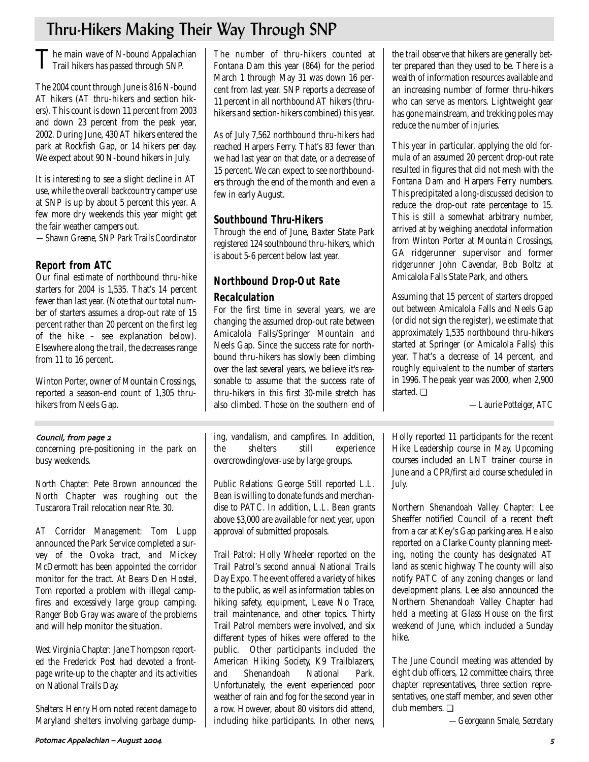# Thru-Hikers Making Their Way Through SNP

The main wave of N-bound Appalachian Trail hikers has passed through SNP.

The 2004 count through June is 816 N-bound AT hikers (AT thru-hikers and section hikers). This count is down 11 percent from 2003 and down 23 percent from the peak year, 2002. During June, 430 AT hikers entered the park at Rockfish Gap, or 14 hikers per day. We expect about 90 N-bound hikers in July.

It is interesting to see a slight decline in AT use, while the overall backcountry camper use at SNP is up by about 5 percent this year. A few more dry weekends this year might get the fair weather campers out.

*—Shawn Greene, SNP Park Trails Coordinator*

## Report from ATC

Our final estimate of northbound thru-hike starters for 2004 is 1,535. That's 14 percent fewer than last year. (Note that our total number of starters assumes a drop-out rate of 15 percent rather than 20 percent on the first leg of the hike – see explanation below). Elsewhere along the trail, the decreases range from 11 to 16 percent.

Winton Porter, owner of Mountain Crossings, reported a season-end count of 1,305 thru-hikers from Neels Gap.

The number of thru-hikers counted at Fontana Dam this year (864) for the period March 1 through May 31 was down 16 percent from last year. SNP reports a decrease of 11 percent in all northbound AT hikers (thru-hikers and section-hikers combined) this year.

As of July 7,562 northbound thru-hikers had reached Harpers Ferry. That's 83 fewer than we had last year on that date, or a decrease of 15 percent. We can expect to see northbounders through the end of the month and even a few in early August.

## Southbound Thru-Hikers

Through the end of June, Baxter State Park registered 124 southbound thru-hikers, which is about 5-6 percent below last year.

## Northbound Drop-Out Rate Recalculation

For the first time in several years, we are changing the assumed drop-out rate between Amicalola Falls/Springer Mountain and Neels Gap. Since the success rate for northbound thru-hikers has slowly been climbing over the last several years, we believe it's reasonable to assume that the success rate of thru-hikers in this first 30-mile stretch has also climbed. Those on the southern end of the trail observe that hikers are generally better prepared than they used to be. There is a wealth of information resources available and an increasing number of former thru-hikers who can serve as mentors. Lightweight gear has gone mainstream, and trekking poles may reduce the number of injuries.

This year in particular, applying the old formula of an assumed 20 percent drop-out rate resulted in figures that did not mesh with the Fontana Dam and Harpers Ferry numbers. This precipitated a long-discussed decision to reduce the drop-out rate percentage to 15. This is still a somewhat arbitrary number, arrived at by weighing anecdotal information from Winton Porter at Mountain Crossings, GA ridgerunner supervisor and former ridgerunner John Cavendar, Bob Boltz at Amicalola Falls State Park, and others.

Assuming that 15 percent of starters dropped out between Amicalola Falls and Neels Gap (or did not sign the register), we estimate that approximately 1,535 northbound thru-hikers started at Springer (or Amicalola Falls) this year. That's a decrease of 14 percent, and roughly equivalent to the number of starters in 1996. The peak year was 2000, when 2,900 started. ❑

*—Laurie Potteiger, ATC*

---

*Council, from page 2*

concerning pre-positioning in the park on busy weekends.

*North Chapter:* Pete Brown announced the North Chapter was roughing out the Tuscarora Trail relocation near Rte. 30.

*AT Corridor Management:* Tom Lupp announced the Park Service completed a survey of the Ovoka tract, and Mickey McDermott has been appointed the corridor monitor for the tract. At Bears Den Hostel, Tom reported a problem with illegal campfires and excessively large group camping. Ranger Bob Gray was aware of the problems and will help monitor the situation.

*West Virginia Chapter:* Jane Thompson reported the Frederick Post had devoted a front-page write-up to the chapter and its activities on National Trails Day.

*Shelters:* Henry Horn noted recent damage to Maryland shelters involving garbage dumping, vandalism, and campfires. In addition, the shelters still experience overcrowding/over-use by large groups.

*Public Relations:* George Still reported L.L. Bean is willing to donate funds and merchandise to PATC. In addition, L.L. Bean grants above $3,000 are available for next year, upon approval of submitted proposals.

*Trail Patrol:* Holly Wheeler reported on the Trail Patrol's second annual National Trails Day Expo. The event offered a variety of hikes to the public, as well as information tables on hiking safety, equipment, Leave No Trace, trail maintenance, and other topics. Thirty Trail Patrol members were involved, and six different types of hikes were offered to the public. Other participants included the American Hiking Society, K9 Trailblazers, and Shenandoah National Park. Unfortunately, the event experienced poor weather of rain and fog for the second year in a row. However, about 80 visitors did attend, including hike participants. In other news, Holly reported 11 participants for the recent Hike Leadership course in May. Upcoming courses included an LNT trainer course in June and a CPR/first aid course scheduled in July.

*Northern Shenandoah Valley Chapter:* Lee Sheaffer notified Council of a recent theft from a car at Key's Gap parking area. He also reported on a Clarke County planning meeting, noting the county has designated AT land as scenic highway. The county will also notify PATC of any zoning changes or land development plans. Lee also announced the Northern Shenandoah Valley Chapter had held a meeting at Glass House on the first weekend of June, which included a Sunday hike.

The June Council meeting was attended by eight club officers, 12 committee chairs, three chapter representatives, three section representatives, one staff member, and seven other club members. ❑

*—Georgeann Smale, Secretary*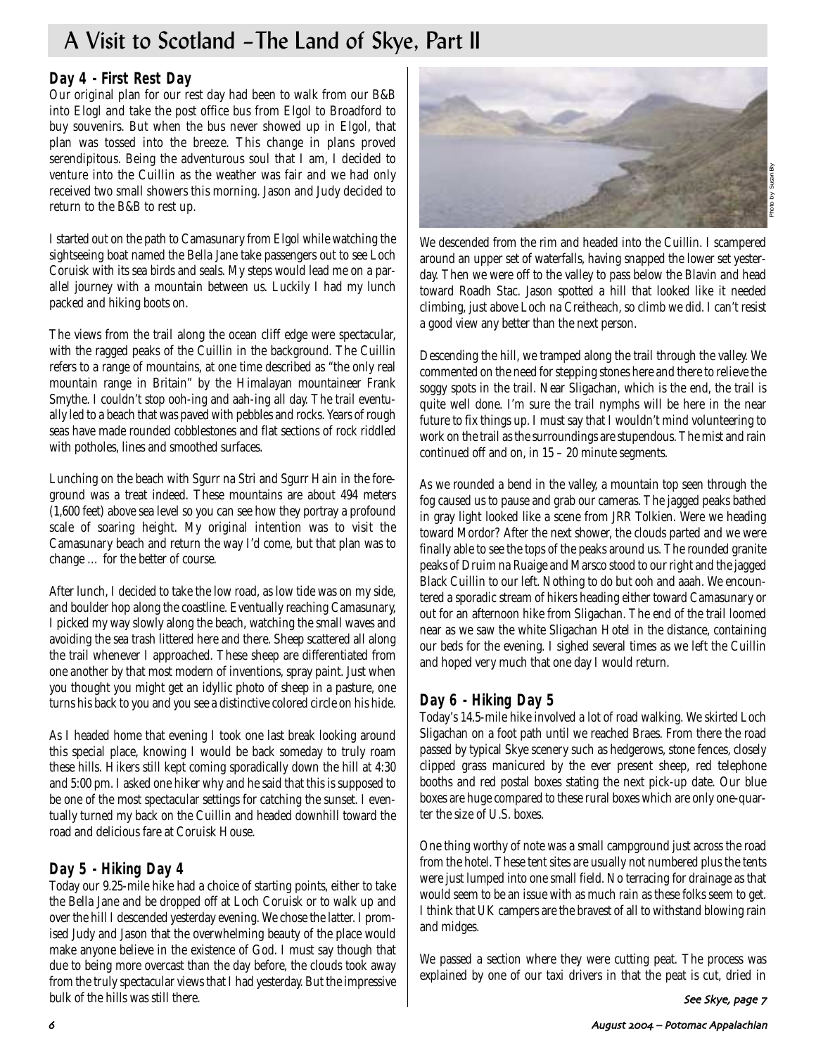# A Visit to Scotland –The Land of Skye, Part II

## Day 4 - First Rest Day

Our original plan for our rest day had been to walk from our B&B into Elogl and take the post office bus from Elgol to Broadford to buy souvenirs. But when the bus never showed up in Elgol, that plan was tossed into the breeze. This change in plans proved serendipitous. Being the adventurous soul that I am, I decided to venture into the Cuillin as the weather was fair and we had only received two small showers this morning. Jason and Judy decided to return to the B&B to rest up.

I started out on the path to Camasunary from Elgol while watching the sightseeing boat named the Bella Jane take passengers out to see Loch Coruisk with its sea birds and seals. My steps would lead me on a parallel journey with a mountain between us. Luckily I had my lunch packed and hiking boots on.

The views from the trail along the ocean cliff edge were spectacular, with the ragged peaks of the Cuillin in the background. The Cuillin refers to a range of mountains, at one time described as "the only real mountain range in Britain" by the Himalayan mountaineer Frank Smythe. I couldn't stop ooh-ing and aah-ing all day. The trail eventually led to a beach that was paved with pebbles and rocks. Years of rough seas have made rounded cobblestones and flat sections of rock riddled with potholes, lines and smoothed surfaces.

Lunching on the beach with Sgurr na Stri and Sgurr Hain in the foreground was a treat indeed. These mountains are about 494 meters (1,600 feet) above sea level so you can see how they portray a profound scale of soaring height. My original intention was to visit the Camasunary beach and return the way I'd come, but that plan was to change … for the better of course.

After lunch, I decided to take the low road, as low tide was on my side, and boulder hop along the coastline. Eventually reaching Camasunary, I picked my way slowly along the beach, watching the small waves and avoiding the sea trash littered here and there. Sheep scattered all along the trail whenever I approached. These sheep are differentiated from one another by that most modern of inventions, spray paint. Just when you thought you might get an idyllic photo of sheep in a pasture, one turns his back to you and you see a distinctive colored circle on his hide.

As I headed home that evening I took one last break looking around this special place, knowing I would be back someday to truly roam these hills. Hikers still kept coming sporadically down the hill at 4:30 and 5:00 pm. I asked one hiker why and he said that this is supposed to be one of the most spectacular settings for catching the sunset. I eventually turned my back on the Cuillin and headed downhill toward the road and delicious fare at Coruisk House.

## Day 5 - Hiking Day 4

Today our 9.25-mile hike had a choice of starting points, either to take the Bella Jane and be dropped off at Loch Coruisk or to walk up and over the hill I descended yesterday evening. We chose the latter. I promised Judy and Jason that the overwhelming beauty of the place would make anyone believe in the existence of God. I must say though that due to being more overcast than the day before, the clouds took away from the truly spectacular views that I had yesterday. But the impressive bulk of the hills was still there.

Photo by Susan Bly

We descended from the rim and headed into the Cuillin. I scampered around an upper set of waterfalls, having snapped the lower set yesterday. Then we were off to the valley to pass below the Blavin and head toward Roadh Stac. Jason spotted a hill that looked like it needed climbing, just above Loch na Creitheach, so climb we did. I can't resist a good view any better than the next person.

Descending the hill, we tramped along the trail through the valley. We commented on the need for stepping stones here and there to relieve the soggy spots in the trail. Near Sligachan, which is the end, the trail is quite well done. I'm sure the trail nymphs will be here in the near future to fix things up. I must say that I wouldn't mind volunteering to work on the trail as the surroundings are stupendous. The mist and rain continued off and on, in 15 – 20 minute segments.

As we rounded a bend in the valley, a mountain top seen through the fog caused us to pause and grab our cameras. The jagged peaks bathed in gray light looked like a scene from JRR Tolkien. Were we heading toward Mordor? After the next shower, the clouds parted and we were finally able to see the tops of the peaks around us. The rounded granite peaks of Druim na Ruaige and Marsco stood to our right and the jagged Black Cuillin to our left. Nothing to do but ooh and aaah. We encountered a sporadic stream of hikers heading either toward Camasunary or out for an afternoon hike from Sligachan. The end of the trail loomed near as we saw the white Sligachan Hotel in the distance, containing our beds for the evening. I sighed several times as we left the Cuillin and hoped very much that one day I would return.

## Day 6 - Hiking Day 5

Today's 14.5-mile hike involved a lot of road walking. We skirted Loch Sligachan on a foot path until we reached Braes. From there the road passed by typical Skye scenery such as hedgerows, stone fences, closely clipped grass manicured by the ever present sheep, red telephone booths and red postal boxes stating the next pick-up date. Our blue boxes are huge compared to these rural boxes which are only one-quarter the size of U.S. boxes.

One thing worthy of note was a small campground just across the road from the hotel. These tent sites are usually not numbered plus the tents were just lumped into one small field. No terracing for drainage as that would seem to be an issue with as much rain as these folks seem to get. I think that UK campers are the bravest of all to withstand blowing rain and midges.

We passed a section where they were cutting peat. The process was explained by one of our taxi drivers in that the peat is cut, dried in

*See Skye, page 7*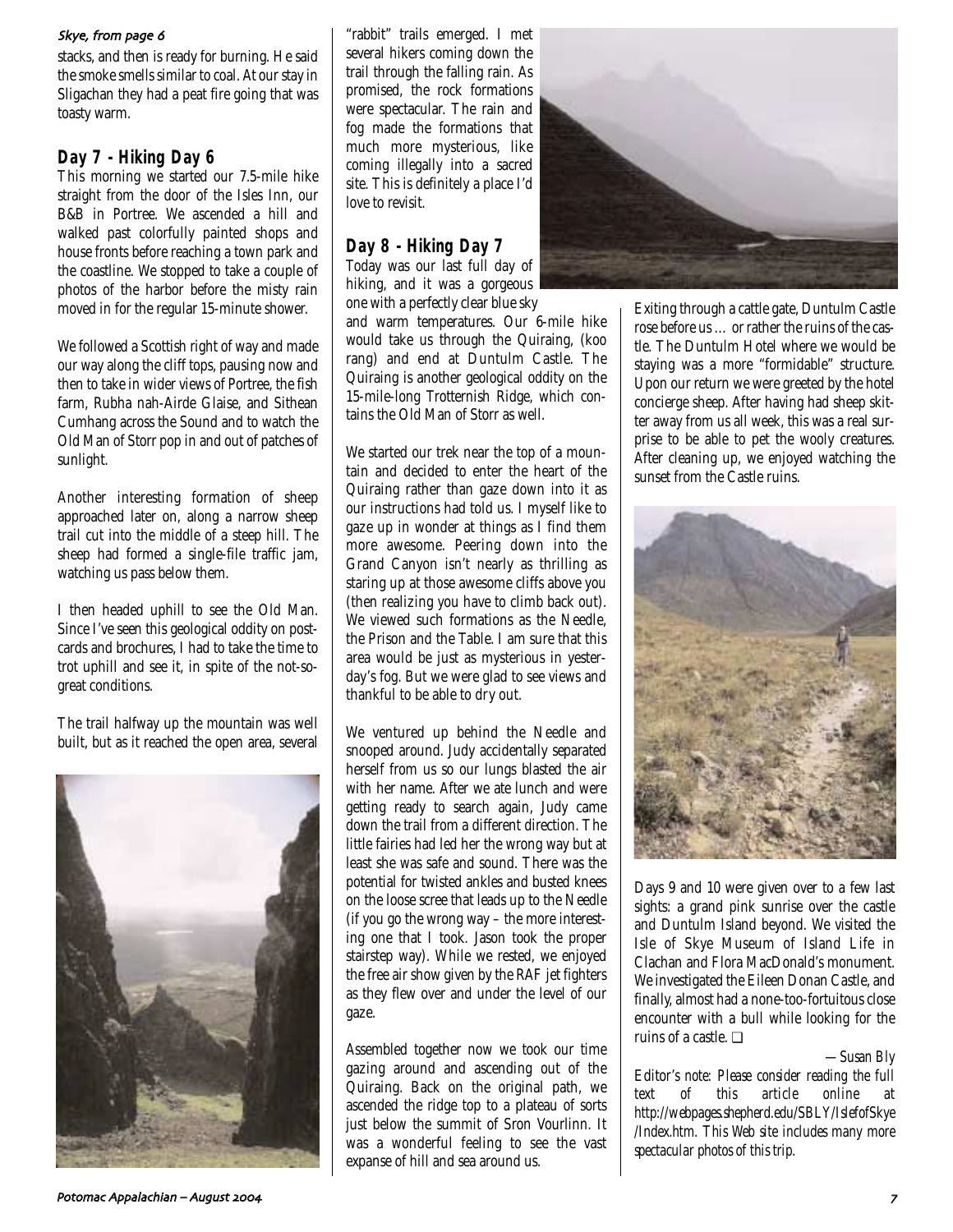*Skye, from page 6*

stacks, and then is ready for burning. He said the smoke smells similar to coal. At our stay in Sligachan they had a peat fire going that was toasty warm.

## Day 7 - Hiking Day 6

This morning we started our 7.5-mile hike straight from the door of the Isles Inn, our B&B in Portree. We ascended a hill and walked past colorfully painted shops and house fronts before reaching a town park and the coastline. We stopped to take a couple of photos of the harbor before the misty rain moved in for the regular 15-minute shower.

We followed a Scottish right of way and made our way along the cliff tops, pausing now and then to take in wider views of Portree, the fish farm, Rubha nah-Airde Glaise, and Sithean Cumhang across the Sound and to watch the Old Man of Storr pop in and out of patches of sunlight.

Another interesting formation of sheep approached later on, along a narrow sheep trail cut into the middle of a steep hill. The sheep had formed a single-file traffic jam, watching us pass below them.

I then headed uphill to see the Old Man. Since I've seen this geological oddity on postcards and brochures, I had to take the time to trot uphill and see it, in spite of the not-so-great conditions.

The trail halfway up the mountain was well built, but as it reached the open area, several "rabbit" trails emerged. I met several hikers coming down the trail through the falling rain. As promised, the rock formations were spectacular. The rain and fog made the formations that much more mysterious, like coming illegally into a sacred site. This is definitely a place I'd love to revisit.

## Day 8 - Hiking Day 7

Today was our last full day of hiking, and it was a gorgeous one with a perfectly clear blue sky and warm temperatures. Our 6-mile hike would take us through the Quiraing, (koo rang) and end at Duntulm Castle. The Quiraing is another geological oddity on the 15-mile-long Trotternish Ridge, which contains the Old Man of Storr as well.

We started our trek near the top of a mountain and decided to enter the heart of the Quiraing rather than gaze down into it as our instructions had told us. I myself like to gaze up in wonder at things as I find them more awesome. Peering down into the Grand Canyon isn't nearly as thrilling as staring up at those awesome cliffs above you (then realizing you have to climb back out). We viewed such formations as the Needle, the Prison and the Table. I am sure that this area would be just as mysterious in yesterday's fog. But we were glad to see views and thankful to be able to dry out.

We ventured up behind the Needle and snooped around. Judy accidentally separated herself from us so our lungs blasted the air with her name. After we ate lunch and were getting ready to search again, Judy came down the trail from a different direction. The little fairies had led her the wrong way but at least she was safe and sound. There was the potential for twisted ankles and busted knees on the loose scree that leads up to the Needle (if you go the wrong way – the more interesting one that I took. Jason took the proper stairstep way). While we rested, we enjoyed the free air show given by the RAF jet fighters as they flew over and under the level of our gaze.

Assembled together now we took our time gazing around and ascending out of the Quiraing. Back on the original path, we ascended the ridge top to a plateau of sorts just below the summit of Sron Vourlinn. It was a wonderful feeling to see the vast expanse of hill and sea around us.

Exiting through a cattle gate, Duntulm Castle rose before us … or rather the ruins of the castle. The Duntulm Hotel where we would be staying was a more "formidable" structure. Upon our return we were greeted by the hotel concierge sheep. After having had sheep skitter away from us all week, this was a real surprise to be able to pet the wooly creatures. After cleaning up, we enjoyed watching the sunset from the Castle ruins.

Days 9 and 10 were given over to a few last sights: a grand pink sunrise over the castle and Duntulm Island beyond. We visited the Isle of Skye Museum of Island Life in Clachan and Flora MacDonald's monument. We investigated the Eileen Donan Castle, and finally, almost had a none-too-fortuitous close encounter with a bull while looking for the ruins of a castle. ❑

*—Susan Bly*

*Editor's note: Please consider reading the full text of this article online at http://webpages.shepherd.edu/SBLY/IslefofSkye/Index.htm. This Web site includes many more spectacular photos of this trip.*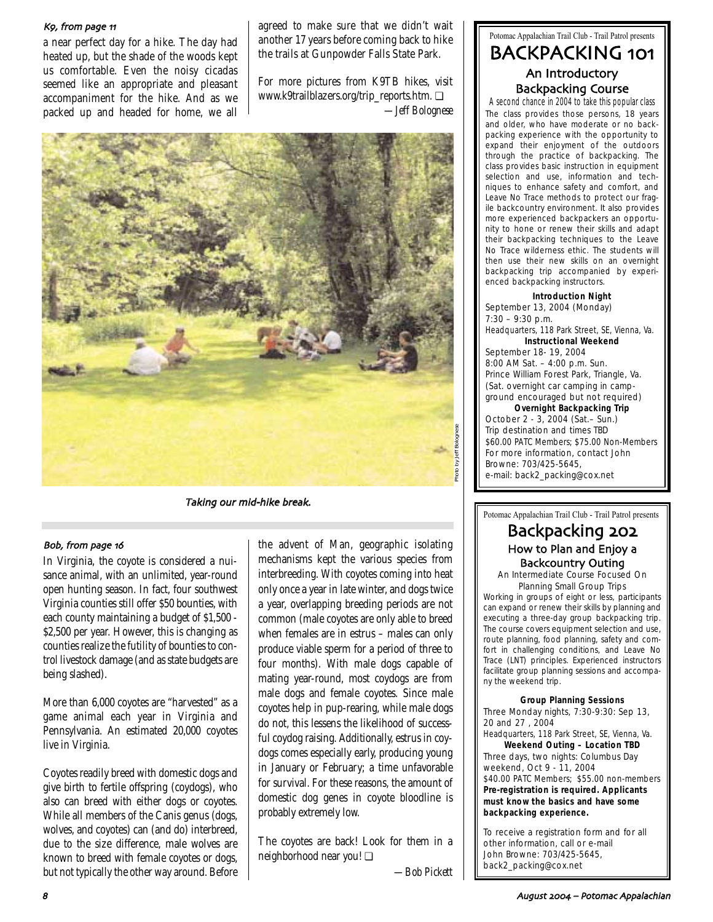### K9, from page 11

a near perfect day for a hike. The day had heated up, but the shade of the woods kept us comfortable. Even the noisy cicadas seemed like an appropriate and pleasant accompaniment for the hike. And as we packed up and headed for home, we all agreed to make sure that we didn't wait another 17 years before coming back to hike the trails at Gunpowder Falls State Park.

For more pictures from K9TB hikes, visit www.k9trailblazers.org/trip_reports.htm. ❑

*—Jeff Bolognese*

Photo by Jeff Bolognese

Taking our mid-hike break.

### Bob, from page 16

In Virginia, the coyote is considered a nuisance animal, with an unlimited, year-round open hunting season. In fact, four southwest Virginia counties still offer $50 bounties, with each county maintaining a budget of $1,500 - $2,500 per year. However, this is changing as counties realize the futility of bounties to control livestock damage (and as state budgets are being slashed).

More than 6,000 coyotes are "harvested" as a game animal each year in Virginia and Pennsylvania. An estimated 20,000 coyotes live in Virginia.

Coyotes readily breed with domestic dogs and give birth to fertile offspring (coydogs), who also can breed with either dogs or coyotes. While all members of the Canis genus (dogs, wolves, and coyotes) can (and do) interbreed, due to the size difference, male wolves are known to breed with female coyotes or dogs, but not typically the other way around. Before the advent of Man, geographic isolating mechanisms kept the various species from interbreeding. With coyotes coming into heat only once a year in late winter, and dogs twice a year, overlapping breeding periods are not common (male coyotes are only able to breed when females are in estrus – males can only produce viable sperm for a period of three to four months). With male dogs capable of mating year-round, most coydogs are from male dogs and female coyotes. Since male coyotes help in pup-rearing, while male dogs do not, this lessens the likelihood of successful coydog raising. Additionally, estrus in coydogs comes especially early, producing young in January or February; a time unfavorable for survival. For these reasons, the amount of domestic dog genes in coyote bloodline is probably extremely low.

The coyotes are back! Look for them in a neighborhood near you! ❑

*—Bob Pickett*

---

Potomac Appalachian Trail Club - Trail Patrol presents

## BACKPACKING 101

### An Introductory Backpacking Course

*A second chance in 2004 to take this popular class*

The class provides those persons, 18 years and older, who have moderate or no backpacking experience with the opportunity to expand their enjoyment of the outdoors through the practice of backpacking. The class provides basic instruction in equipment selection and use, information and techniques to enhance safety and comfort, and Leave No Trace methods to protect our fragile backcountry environment. It also provides more experienced backpackers an opportunity to hone or renew their skills and adapt their backpacking techniques to the Leave No Trace wilderness ethic. The students will then use their new skills on an overnight backpacking trip accompanied by experienced backpacking instructors.

**Introduction Night**
September 13, 2004 (Monday)
7:30 – 9:30 p.m.
Headquarters, 118 Park Street, SE, Vienna, Va.

**Instructional Weekend**
September 18- 19, 2004
8:00 AM Sat. – 4:00 p.m. Sun.
Prince William Forest Park, Triangle, Va.
(Sat. overnight car camping in campground encouraged but not required)

**Overnight Backpacking Trip**
October 2 - 3, 2004 (Sat.– Sun.)
Trip destination and times TBD
$60.00 PATC Members; $75.00 Non-Members
For more information, contact John Browne: 703/425-5645,
e-mail: back2_packing@cox.net

---

Potomac Appalachian Trail Club - Trail Patrol presents

## Backpacking 202

### How to Plan and Enjoy a Backcountry Outing

An Intermediate Course Focused On Planning Small Group Trips

Working in groups of eight or less, participants can expand or renew their skills by planning and executing a three-day group backpacking trip. The course covers equipment selection and use, route planning, food planning, safety and comfort in challenging conditions, and Leave No Trace (LNT) principles. Experienced instructors facilitate group planning sessions and accompany the weekend trip.

**Group Planning Sessions**
Three Monday nights, 7:30-9:30: Sep 13, 20 and 27 , 2004
Headquarters, 118 Park Street, SE, Vienna, Va.

**Weekend Outing – Location TBD**
Three days, two nights: Columbus Day weekend, Oct 9 - 11, 2004
$40.00 PATC Members; $55.00 non-members
**Pre-registration is required. Applicants must know the basics and have some backpacking experience.**

To receive a registration form and for all other information, call or e-mail John Browne: 703/425-5645, back2_packing@cox.net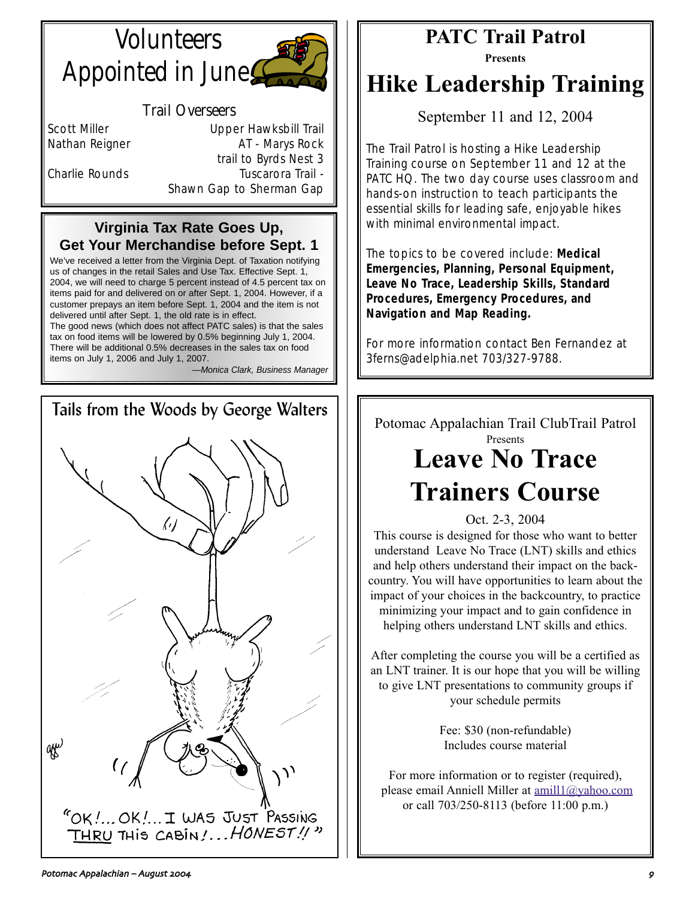# Volunteers Appointed in June

## Trail Overseers

| | |
|---|---|
| Scott Miller | Upper Hawksbill Trail |
| Nathan Reigner | AT - Marys Rock trail to Byrds Nest 3 |
| Charlie Rounds | Tuscarora Trail - Shawn Gap to Sherman Gap |

## Virginia Tax Rate Goes Up, Get Your Merchandise before Sept. 1

We've received a letter from the Virginia Dept. of Taxation notifying us of changes in the retail Sales and Use Tax. Effective Sept. 1, 2004, we will need to charge 5 percent instead of 4.5 percent tax on items paid for and delivered on or after Sept. 1, 2004. However, if a customer prepays an item before Sept. 1, 2004 and the item is not delivered until after Sept. 1, the old rate is in effect.

The good news (which does not affect PATC sales) is that the sales tax on food items will be lowered by 0.5% beginning July 1, 2004. There will be additional 0.5% decreases in the sales tax on food items on July 1, 2006 and July 1, 2007.

*—Monica Clark, Business Manager*

## Tails from the Woods by George Walters

"OK!... OK!... I WAS JUST PASSING THRU THIS CABIN!... HONEST!!"

# PATC Trail Patrol

**Presents**

# Hike Leadership Training

September 11 and 12, 2004

The Trail Patrol is hosting a Hike Leadership Training course on September 11 and 12 at the PATC HQ. The two day course uses classroom and hands-on instruction to teach participants the essential skills for leading safe, enjoyable hikes with minimal environmental impact.

The topics to be covered include: **Medical Emergencies, Planning, Personal Equipment, Leave No Trace, Leadership Skills, Standard Procedures, Emergency Procedures, and Navigation and Map Reading.**

For more information contact Ben Fernandez at 3ferns@adelphia.net 703/327-9788.

Potomac Appalachian Trail ClubTrail Patrol

Presents

# Leave No Trace Trainers Course

Oct. 2-3, 2004

This course is designed for those who want to better understand Leave No Trace (LNT) skills and ethics and help others understand their impact on the backcountry. You will have opportunities to learn about the impact of your choices in the backcountry, to practice minimizing your impact and to gain confidence in helping others understand LNT skills and ethics.

After completing the course you will be a certified as an LNT trainer. It is our hope that you will be willing to give LNT presentations to community groups if your schedule permits

Fee: $30 (non-refundable)
Includes course material

For more information or to register (required), please email Anniell Miller at amill1@yahoo.com or call 703/250-8113 (before 11:00 p.m.)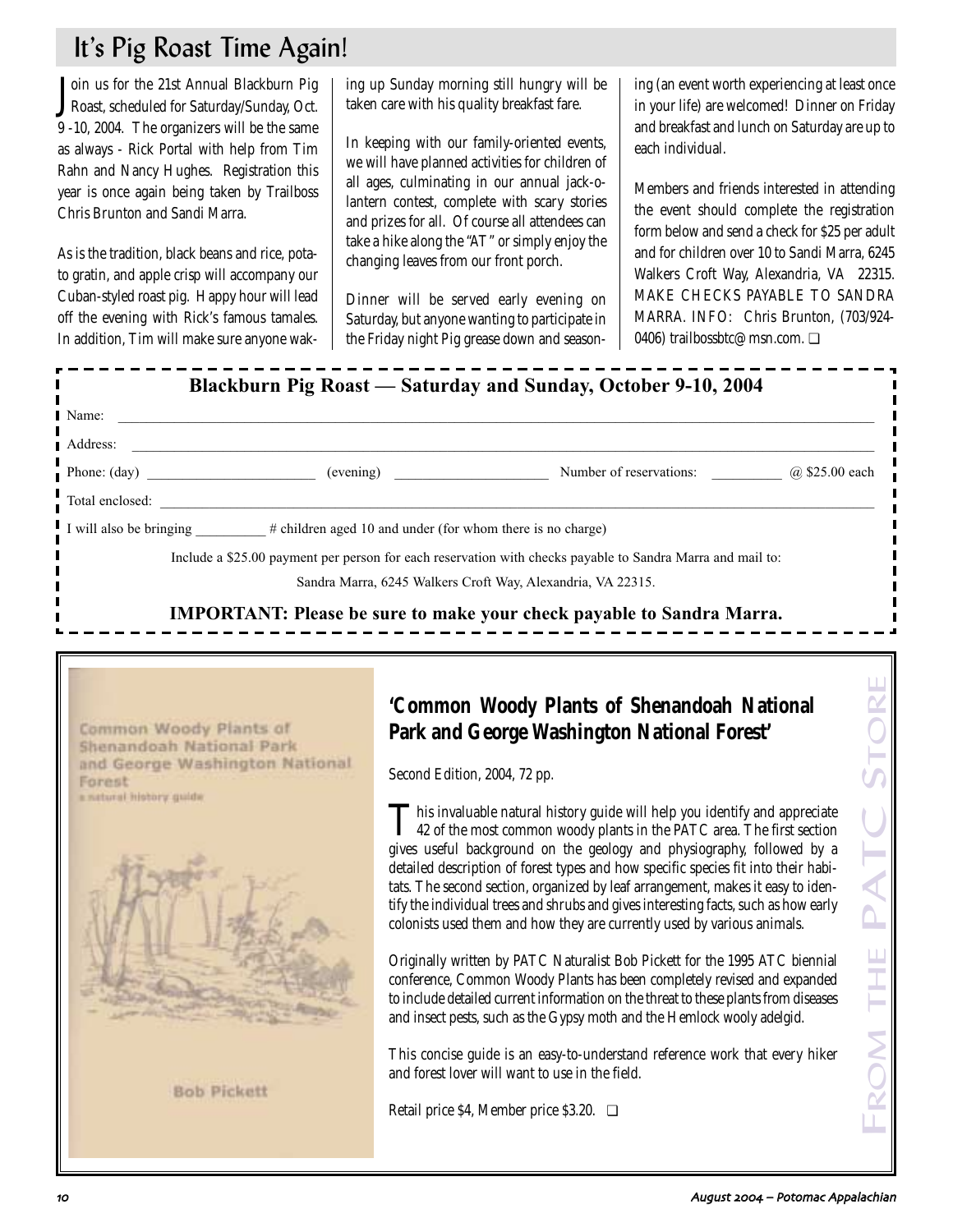# It's Pig Roast Time Again!

Join us for the 21st Annual Blackburn Pig Roast, scheduled for Saturday/Sunday, Oct. 9 -10, 2004. The organizers will be the same as always - Rick Portal with help from Tim Rahn and Nancy Hughes. Registration this year is once again being taken by Trailboss Chris Brunton and Sandi Marra.

As is the tradition, black beans and rice, potato gratin, and apple crisp will accompany our Cuban-styled roast pig. Happy hour will lead off the evening with Rick's famous tamales. In addition, Tim will make sure anyone waking up Sunday morning still hungry will be taken care with his quality breakfast fare.

In keeping with our family-oriented events, we will have planned activities for children of all ages, culminating in our annual jack-o-lantern contest, complete with scary stories and prizes for all. Of course all attendees can take a hike along the "AT" or simply enjoy the changing leaves from our front porch.

Dinner will be served early evening on Saturday, but anyone wanting to participate in the Friday night Pig grease down and seasoning (an event worth experiencing at least once in your life) are welcomed! Dinner on Friday and breakfast and lunch on Saturday are up to each individual.

Members and friends interested in attending the event should complete the registration form below and send a check for $25 per adult and for children over 10 to Sandi Marra, 6245 Walkers Croft Way, Alexandria, VA 22315. MAKE CHECKS PAYABLE TO SANDRA MARRA. INFO: Chris Brunton, (703/924-0406) trailbossbtc@msn.com. ❑

---

**Blackburn Pig Roast — Saturday and Sunday, October 9-10, 2004**

Name: ______________________________

Address: ______________________________

Phone: (day) ____________ (evening) ____________ Number of reservations: ________ @ $25.00 each

Total enclosed: ______________________________

I will also be bringing ________ # children aged 10 and under (for whom there is no charge)

Include a $25.00 payment per person for each reservation with checks payable to Sandra Marra and mail to:

Sandra Marra, 6245 Walkers Croft Way, Alexandria, VA 22315.

**IMPORTANT: Please be sure to make your check payable to Sandra Marra.**

---

## From the PATC Store

Common Woody Plants of Shenandoah National Park and George Washington National Forest
a natural history guide

Bob Pickett

### 'Common Woody Plants of Shenandoah National Park and George Washington National Forest'

Second Edition, 2004, 72 pp.

This invaluable natural history guide will help you identify and appreciate 42 of the most common woody plants in the PATC area. The first section gives useful background on the geology and physiography, followed by a detailed description of forest types and how specific species fit into their habitats. The second section, organized by leaf arrangement, makes it easy to identify the individual trees and shrubs and gives interesting facts, such as how early colonists used them and how they are currently used by various animals.

Originally written by PATC Naturalist Bob Pickett for the 1995 ATC biennial conference, Common Woody Plants has been completely revised and expanded to include detailed current information on the threat to these plants from diseases and insect pests, such as the Gypsy moth and the Hemlock wooly adelgid.

This concise guide is an easy-to-understand reference work that every hiker and forest lover will want to use in the field.

Retail price $4, Member price $3.20. ❑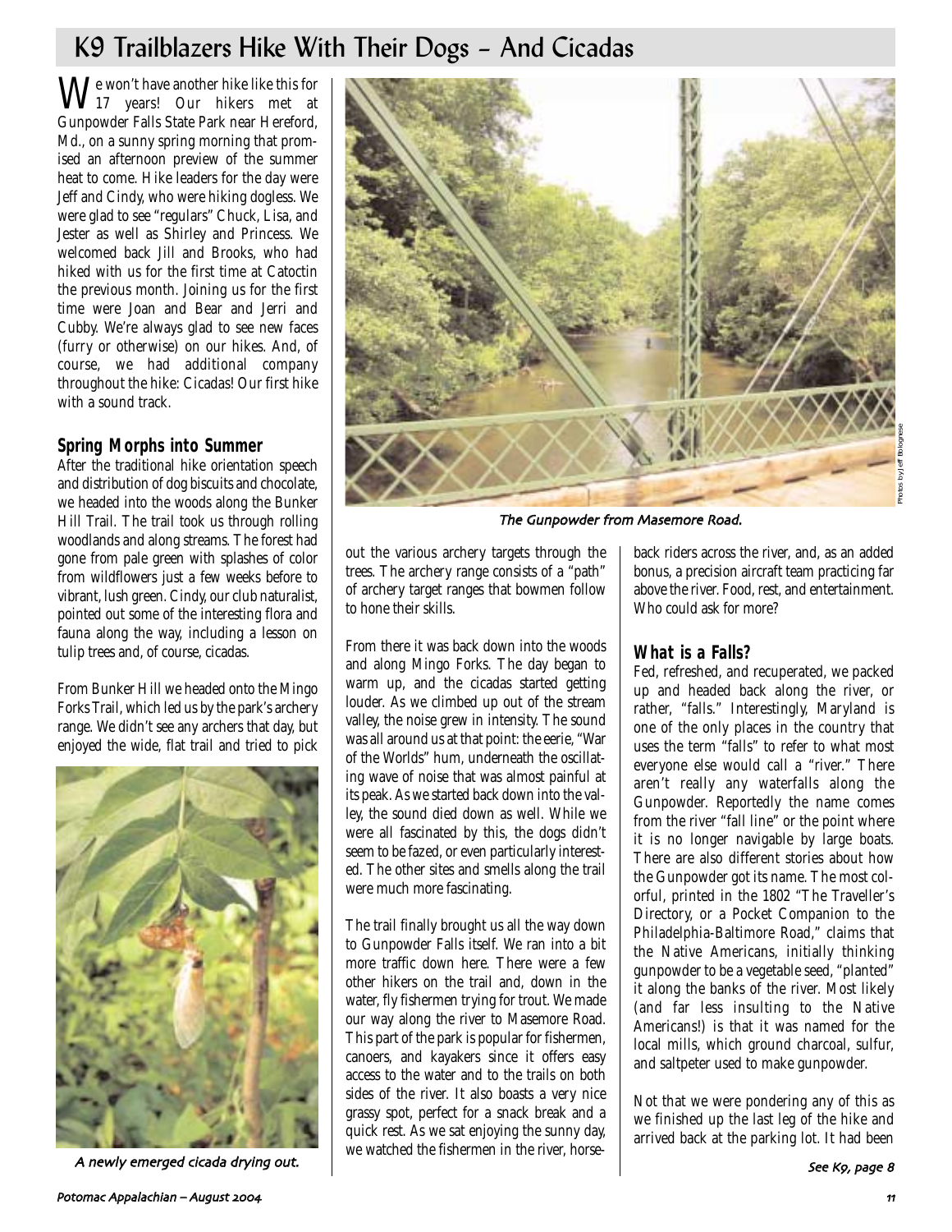# K9 Trailblazers Hike With Their Dogs – And Cicadas

We won't have another hike like this for 17 years! Our hikers met at Gunpowder Falls State Park near Hereford, Md., on a sunny spring morning that promised an afternoon preview of the summer heat to come. Hike leaders for the day were Jeff and Cindy, who were hiking dogless. We were glad to see "regulars" Chuck, Lisa, and Jester as well as Shirley and Princess. We welcomed back Jill and Brooks, who had hiked with us for the first time at Catoctin the previous month. Joining us for the first time were Joan and Bear and Jerri and Cubby. We're always glad to see new faces (furry or otherwise) on our hikes. And, of course, we had additional company throughout the hike: Cicadas! Our first hike with a sound track.

## Spring Morphs into Summer

After the traditional hike orientation speech and distribution of dog biscuits and chocolate, we headed into the woods along the Bunker Hill Trail. The trail took us through rolling woodlands and along streams. The forest had gone from pale green with splashes of color from wildflowers just a few weeks before to vibrant, lush green. Cindy, our club naturalist, pointed out some of the interesting flora and fauna along the way, including a lesson on tulip trees and, of course, cicadas.

From Bunker Hill we headed onto the Mingo Forks Trail, which led us by the park's archery range. We didn't see any archers that day, but enjoyed the wide, flat trail and tried to pick out the various archery targets through the trees. The archery range consists of a "path" of archery target ranges that bowmen follow to hone their skills.

A newly emerged cicada drying out.

The Gunpowder from Masemore Road.

Photos by Jeff Bolognese

From there it was back down into the woods and along Mingo Forks. The day began to warm up, and the cicadas started getting louder. As we climbed up out of the stream valley, the noise grew in intensity. The sound was all around us at that point: the eerie, "War of the Worlds" hum, underneath the oscillating wave of noise that was almost painful at its peak. As we started back down into the valley, the sound died down as well. While we were all fascinated by this, the dogs didn't seem to be fazed, or even particularly interested. The other sites and smells along the trail were much more fascinating.

The trail finally brought us all the way down to Gunpowder Falls itself. We ran into a bit more traffic down here. There were a few other hikers on the trail and, down in the water, fly fishermen trying for trout. We made our way along the river to Masemore Road. This part of the park is popular for fishermen, canoers, and kayakers since it offers easy access to the water and to the trails on both sides of the river. It also boasts a very nice grassy spot, perfect for a snack break and a quick rest. As we sat enjoying the sunny day, we watched the fishermen in the river, horseback riders across the river, and, as an added bonus, a precision aircraft team practicing far above the river. Food, rest, and entertainment. Who could ask for more?

## What is a Falls?

Fed, refreshed, and recuperated, we packed up and headed back along the river, or rather, "falls." Interestingly, Maryland is one of the only places in the country that uses the term "falls" to refer to what most everyone else would call a "river." There aren't really any waterfalls along the Gunpowder. Reportedly the name comes from the river "fall line" or the point where it is no longer navigable by large boats. There are also different stories about how the Gunpowder got its name. The most colorful, printed in the 1802 "The Traveller's Directory, or a Pocket Companion to the Philadelphia-Baltimore Road," claims that the Native Americans, initially thinking gunpowder to be a vegetable seed, "planted" it along the banks of the river. Most likely (and far less insulting to the Native Americans!) is that it was named for the local mills, which ground charcoal, sulfur, and saltpeter used to make gunpowder.

Not that we were pondering any of this as we finished up the last leg of the hike and arrived back at the parking lot. It had been

*See K9, page 8*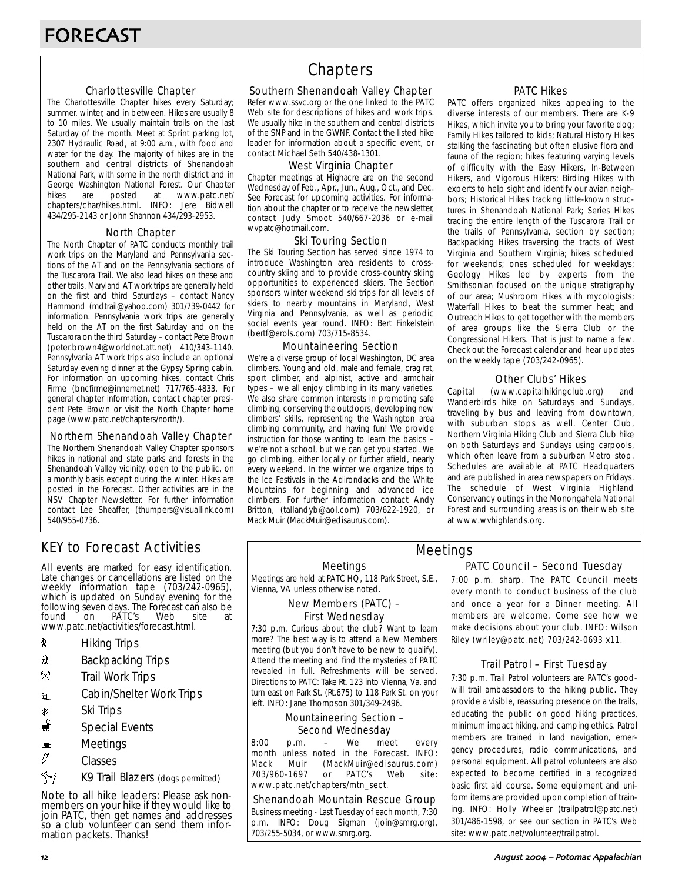# FORECAST

## Chapters

### Charlottesville Chapter

The Charlottesville Chapter hikes every Saturday; summer, winter, and in between. Hikes are usually 8 to 10 miles. We usually maintain trails on the last Saturday of the month. Meet at Sprint parking lot, 2307 Hydraulic Road, at 9:00 a.m., with food and water for the day. The majority of hikes are in the southern and central districts of Shenandoah National Park, with some in the north district and in George Washington National Forest. Our Chapter hikes are posted at www.patc.net/chapters/char/hikes.html. INFO: Jere Bidwell 434/295-2143 or John Shannon 434/293-2953.

### North Chapter

The North Chapter of PATC conducts monthly trail work trips on the Maryland and Pennsylvania sections of the AT and on the Pennsylvania sections of the Tuscarora Trail. We also lead hikes on these and other trails. Maryland AT work trips are generally held on the first and third Saturdays – contact Nancy Hammond (mdtrail@yahoo.com) 301/739-0442 for information. Pennsylvania work trips are generally held on the AT on the first Saturday and on the Tuscarora on the third Saturday – contact Pete Brown (peter.brown4@worldnet.att.net) 410/343-1140. Pennsylvania AT work trips also include an optional Saturday evening dinner at the Gypsy Spring cabin. For information on upcoming hikes, contact Chris Firme (bncfirme@innernet.net) 717/765-4833. For general chapter information, contact chapter president Pete Brown or visit the North Chapter home page (www.patc.net/chapters/north/).

### Northern Shenandoah Valley Chapter

The Northern Shenandoah Valley Chapter sponsors hikes in national and state parks and forests in the Shenandoah Valley vicinity, open to the public, on a monthly basis except during the winter. Hikes are posted in the Forecast. Other activities are in the NSV Chapter Newsletter. For further information contact Lee Sheaffer, (thumpers@visuallink.com) 540/955-0736.

### Southern Shenandoah Valley Chapter

Refer www.ssvc.org or the one linked to the PATC Web site for descriptions of hikes and work trips. We usually hike in the southern and central districts of the SNP and in the GWNF. Contact the listed hike leader for information about a specific event, or contact Michael Seth 540/438-1301.

### West Virginia Chapter

Chapter meetings at Highacre are on the second Wednesday of Feb., Apr., Jun., Aug., Oct., and Dec. See Forecast for upcoming activities. For information about the chapter or to receive the newsletter, contact Judy Smoot 540/667-2036 or e-mail wvpatc@hotmail.com.

### Ski Touring Section

The Ski Touring Section has served since 1974 to introduce Washington area residents to cross-country skiing and to provide cross-country skiing opportunities to experienced skiers. The Section sponsors winter weekend ski trips for all levels of skiers to nearby mountains in Maryland, West Virginia and Pennsylvania, as well as periodic social events year round. INFO: Bert Finkelstein (bertf@erols.com) 703/715-8534.

### Mountaineering Section

We're a diverse group of local Washington, DC area climbers. Young and old, male and female, crag rat, sport climber, and alpinist, active and armchair types – we all enjoy climbing in its many varieties. We also share common interests in promoting safe climbing, conserving the outdoors, developing new climbers' skills, representing the Washington area climbing community, and having fun! We provide instruction for those wanting to learn the basics – we're not a school, but we can get you started. We go climbing, either locally or further afield, nearly every weekend. In the winter we organize trips to the Ice Festivals in the Adirondacks and the White Mountains for beginning and advanced ice climbers. For further information contact Andy Britton, (tallandyb@aol.com) 703/622-1920, or Mack Muir (MackMuir@edisaurus.com).

### PATC Hikes

PATC offers organized hikes appealing to the diverse interests of our members. There are K-9 Hikes, which invite you to bring your favorite dog; Family Hikes tailored to kids; Natural History Hikes stalking the fascinating but often elusive flora and fauna of the region; hikes featuring varying levels of difficulty with the Easy Hikers, In-Between Hikers, and Vigorous Hikers; Birding Hikes with experts to help sight and identify our avian neighbors; Historical Hikes tracking little-known structures in Shenandoah National Park; Series Hikes tracing the entire length of the Tuscarora Trail or the trails of Pennsylvania, section by section; Backpacking Hikes traversing the tracts of West Virginia and Southern Virginia; hikes scheduled for weekends; ones scheduled for weekdays; Geology Hikes led by experts from the Smithsonian focused on the unique stratigraphy of our area; Mushroom Hikes with mycologists; Waterfall Hikes to beat the summer heat; and Outreach Hikes to get together with the members of area groups like the Sierra Club or the Congressional Hikers. That is just to name a few. Check out the Forecast calendar and hear updates on the weekly tape (703/242-0965).

### Other Clubs' Hikes

Capital (www.capitalhikingclub.org) and Wanderbirds hike on Saturdays and Sundays, traveling by bus and leaving from downtown, with suburban stops as well. Center Club, Northern Virginia Hiking Club and Sierra Club hike on both Saturdays and Sundays using carpools, which often leave from a suburban Metro stop. Schedules are available at PATC Headquarters and are published in area newspapers on Fridays. The schedule of West Virginia Highland Conservancy outings in the Monongahela National Forest and surrounding areas is on their web site at www.wvhighlands.org.

## KEY to Forecast Activities

All events are marked for easy identification. Late changes or cancellations are listed on the weekly information tape (703/242-0965), which is updated on Sunday evening for the following seven days. The Forecast can also be found on PATC's Web site at www.patc.net/activities/forecast.html.

- Hiking Trips
- Backpacking Trips
- Trail Work Trips
- Cabin/Shelter Work Trips
- Ski Trips
- Special Events
- Meetings
- Classes
- K9 Trail Blazers (dogs permitted)

Note to all hike leaders: Please ask non-members on your hike if they would like to join PATC, then get names and addresses so a club volunteer can send them information packets. Thanks!

## Meetings

### Meetings

Meetings are held at PATC HQ, 118 Park Street, S.E., Vienna, VA unless otherwise noted.

### New Members (PATC) – First Wednesday

7:30 p.m. Curious about the club? Want to learn more? The best way is to attend a New Members meeting (but you don't have to be new to qualify). Attend the meeting and find the mysteries of PATC revealed in full. Refreshments will be served. Directions to PATC: Take Rt. 123 into Vienna, Va. and turn east on Park St. (Rt.675) to 118 Park St. on your left. INFO: Jane Thompson 301/349-2496.

### Mountaineering Section – Second Wednesday

8:00 p.m. – We meet every month unless noted in the Forecast. INFO: Mack Muir (MackMuir@edisaurus.com) 703/960-1697 or PATC's Web site: www.patc.net/chapters/mtn_sect.

### Shenandoah Mountain Rescue Group

Business meeting - Last Tuesday of each month, 7:30 p.m. INFO: Doug Sigman (join@smrg.org), 703/255-5034, or www.smrg.org.

### PATC Council – Second Tuesday

7:00 p.m. sharp. The PATC Council meets every month to conduct business of the club and once a year for a Dinner meeting. All members are welcome. Come see how we make decisions about your club. INFO: Wilson Riley (wriley@patc.net) 703/242-0693 x11.

### Trail Patrol – First Tuesday

7:30 p.m. Trail Patrol volunteers are PATC's goodwill trail ambassadors to the hiking public. They provide a visible, reassuring presence on the trails, educating the public on good hiking practices, minimum impact hiking, and camping ethics. Patrol members are trained in land navigation, emergency procedures, radio communications, and personal equipment. All patrol volunteers are also expected to become certified in a recognized basic first aid course. Some equipment and uniform items are provided upon completion of training. INFO: Holly Wheeler (trailpatrol@patc.net) 301/486-1598, or see our section in PATC's Web site: www.patc.net/volunteer/trailpatrol.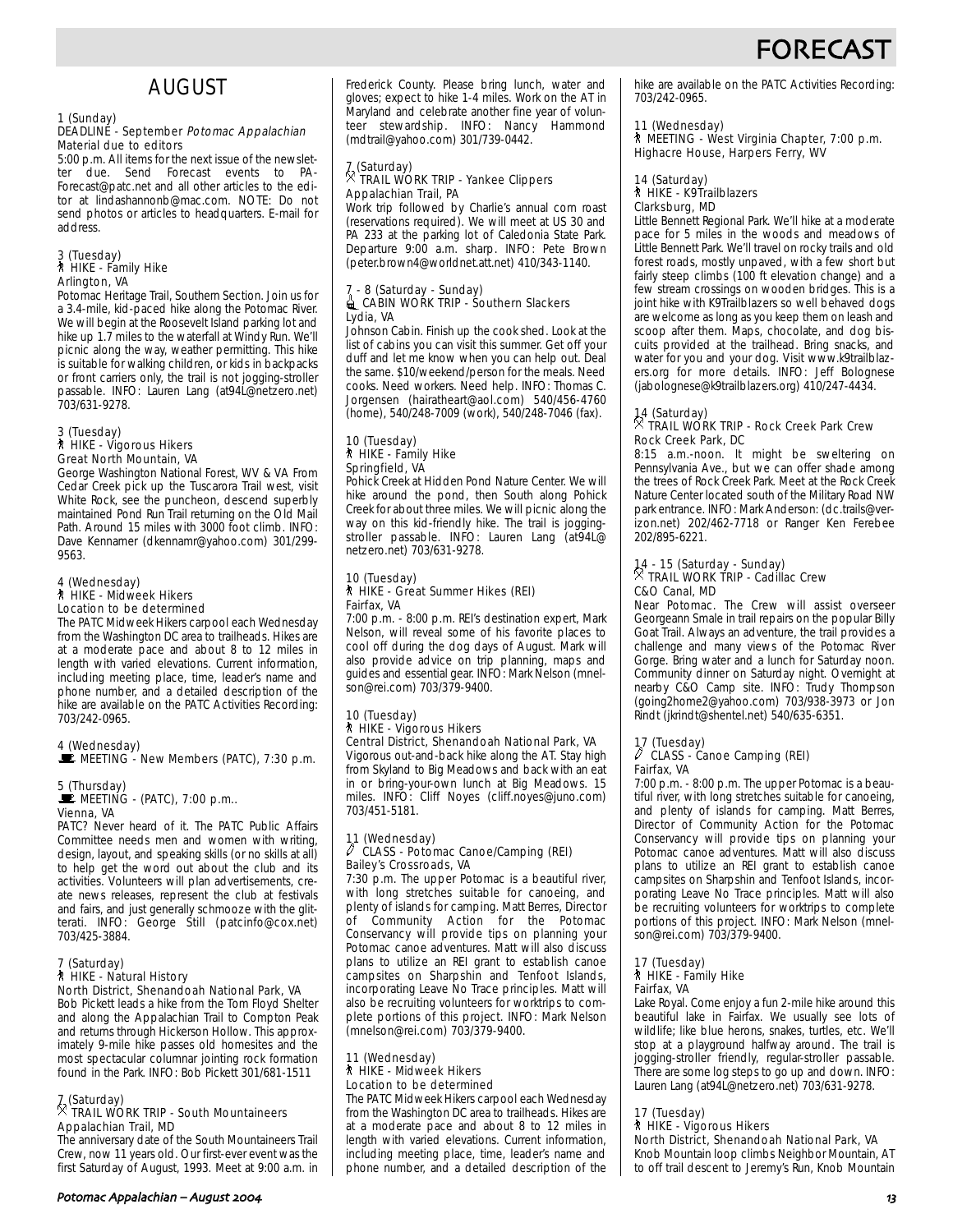# FORECAST

## AUGUST

**1 (Sunday)**
**DEADLINE - September *Potomac Appalachian* Material due to editors**
5:00 p.m. All items for the next issue of the newsletter due. Send Forecast events to PA-Forecast@patc.net and all other articles to the editor at lindashannonb@mac.com. NOTE: Do not send photos or articles to headquarters. E-mail for address.

**3 (Tuesday)**
**HIKE - Family Hike**
**Arlington, VA**
Potomac Heritage Trail, Southern Section. Join us for a 3.4-mile, kid-paced hike along the Potomac River. We will begin at the Roosevelt Island parking lot and hike up 1.7 miles to the waterfall at Windy Run. We'll picnic along the way, weather permitting. This hike is suitable for walking children, or kids in backpacks or front carriers only, the trail is not jogging-stroller passable. INFO: Lauren Lang (at94L@netzero.net) 703/631-9278.

**3 (Tuesday)**
**HIKE - Vigorous Hikers**
**Great North Mountain, VA**
George Washington National Forest, WV & VA From Cedar Creek pick up the Tuscarora Trail west, visit White Rock, see the puncheon, descend superbly maintained Pond Run Trail returning on the Old Mail Path. Around 15 miles with 3000 foot climb. INFO: Dave Kennamer (dkennamr@yahoo.com) 301/299-9563.

**4 (Wednesday)**
**HIKE - Midweek Hikers**
**Location to be determined**
The PATC Midweek Hikers carpool each Wednesday from the Washington DC area to trailheads. Hikes are at a moderate pace and about 8 to 12 miles in length with varied elevations. Current information, including meeting place, time, leader's name and phone number, and a detailed description of the hike are available on the PATC Activities Recording: 703/242-0965.

**4 (Wednesday)**
**MEETING - New Members (PATC), 7:30 p.m.**

**5 (Thursday)**
**MEETING - (PATC), 7:00 p.m..**
**Vienna, VA**
PATC? Never heard of it. The PATC Public Affairs Committee needs men and women with writing, design, layout, and speaking skills (or no skills at all) to help get the word out about the club and its activities. Volunteers will plan advertisements, create news releases, represent the club at festivals and fairs, and just generally schmooze with the glitterati. INFO: George Still (patcinfo@cox.net) 703/425-3884.

**7 (Saturday)**
**HIKE - Natural History**
**North District, Shenandoah National Park, VA**
Bob Pickett leads a hike from the Tom Floyd Shelter and along the Appalachian Trail to Compton Peak and returns through Hickerson Hollow. This approximately 9-mile hike passes old homesites and the most spectacular columnar jointing rock formation found in the Park. INFO: Bob Pickett 301/681-1511

**7 (Saturday)**
**TRAIL WORK TRIP - South Mountaineers**
**Appalachian Trail, MD**
The anniversary date of the South Mountaineers Trail Crew, now 11 years old. Our first-ever event was the first Saturday of August, 1993. Meet at 9:00 a.m. in Frederick County. Please bring lunch, water and gloves; expect to hike 1-4 miles. Work on the AT in Maryland and celebrate another fine year of volunteer stewardship. INFO: Nancy Hammond (mdtrail@yahoo.com) 301/739-0442.

**7 (Saturday)**
**TRAIL WORK TRIP - Yankee Clippers**
**Appalachian Trail, PA**
Work trip followed by Charlie's annual corn roast (reservations required). We will meet at US 30 and PA 233 at the parking lot of Caledonia State Park. Departure 9:00 a.m. sharp. INFO: Pete Brown (peter.brown4@worldnet.att.net) 410/343-1140.

**7 - 8 (Saturday - Sunday)**
**CABIN WORK TRIP - Southern Slackers**
**Lydia, VA**
Johnson Cabin. Finish up the cook shed. Look at the list of cabins you can visit this summer. Get off your duff and let me know when you can help out. Deal the same. $10/weekend/person for the meals. Need cooks. Need workers. Need help. INFO: Thomas C. Jorgensen (hairatheart@aol.com) 540/456-4760 (home), 540/248-7009 (work), 540/248-7046 (fax).

**10 (Tuesday)**
**HIKE - Family Hike**
**Springfield, VA**
Pohick Creek at Hidden Pond Nature Center. We will hike around the pond, then South along Pohick Creek for about three miles. We will picnic along the way on this kid-friendly hike. The trail is jogging-stroller passable. INFO: Lauren Lang (at94L@netzero.net) 703/631-9278.

**10 (Tuesday)**
**HIKE - Great Summer Hikes (REI)**
**Fairfax, VA**
7:00 p.m. - 8:00 p.m. REI's destination expert, Mark Nelson, will reveal some of his favorite places to cool off during the dog days of August. Mark will also provide advice on trip planning, maps and guides and essential gear. INFO: Mark Nelson (mnelson@rei.com) 703/379-9400.

**10 (Tuesday)**
**HIKE - Vigorous Hikers**
**Central District, Shenandoah National Park, VA**
Vigorous out-and-back hike along the AT. Stay high from Skyland to Big Meadows and back with an eat in or bring-your-own lunch at Big Meadows. 15 miles. INFO: Cliff Noyes (cliff.noyes@juno.com) 703/451-5181.

**11 (Wednesday)**
**CLASS - Potomac Canoe/Camping (REI)**
**Bailey's Crossroads, VA**
7:30 p.m. The upper Potomac is a beautiful river, with long stretches suitable for canoeing, and plenty of islands for camping. Matt Berres, Director of Community Action for the Potomac Conservancy will provide tips on planning your Potomac canoe adventures. Matt will also discuss plans to utilize an REI grant to establish canoe campsites on Sharpshin and Tenfoot Islands, incorporating Leave No Trace principles. Matt will also be recruiting volunteers for worktrips to complete portions of this project. INFO: Mark Nelson (mnelson@rei.com) 703/379-9400.

**11 (Wednesday)**
**HIKE - Midweek Hikers**
**Location to be determined**
The PATC Midweek Hikers carpool each Wednesday from the Washington DC area to trailheads. Hikes are at a moderate pace and about 8 to 12 miles in length with varied elevations. Current information, including meeting place, time, leader's name and phone number, and a detailed description of the hike are available on the PATC Activities Recording: 703/242-0965.

**11 (Wednesday)**
**MEETING - West Virginia Chapter, 7:00 p.m.**
Highacre House, Harpers Ferry, WV

**14 (Saturday)**
**HIKE - K9Trailblazers**
**Clarksburg, MD**
Little Bennett Regional Park. We'll hike at a moderate pace for 5 miles in the woods and meadows of Little Bennett Park. We'll travel on rocky trails and old forest roads, mostly unpaved, with a few short but fairly steep climbs (100 ft elevation change) and a few stream crossings on wooden bridges. This is a joint hike with K9Trailblazers so well behaved dogs are welcome as long as you keep them on leash and scoop after them. Maps, chocolate, and dog biscuits provided at the trailhead. Bring snacks, and water for you and your dog. Visit www.k9trailblazers.org for more details. INFO: Jeff Bolognese (jabolognese@k9trailblazers.org) 410/247-4434.

**14 (Saturday)**
**TRAIL WORK TRIP - Rock Creek Park Crew**
**Rock Creek Park, DC**
8:15 a.m.-noon. It might be sweltering on Pennsylvania Ave., but we can offer shade among the trees of Rock Creek Park. Meet at the Rock Creek Nature Center located south of the Military Road NW park entrance. INFO: Mark Anderson: (dc.trails@verizon.net) 202/462-7718 or Ranger Ken Ferebee 202/895-6221.

**14 - 15 (Saturday - Sunday)**
**TRAIL WORK TRIP - Cadillac Crew**
**C&O Canal, MD**
Near Potomac. The Crew will assist overseer Georgeann Smale in trail repairs on the popular Billy Goat Trail. Always an adventure, the trail provides a challenge and many views of the Potomac River Gorge. Bring water and a lunch for Saturday noon. Community dinner on Saturday night. Overnight at nearby C&O Camp site. INFO: Trudy Thompson (going2home2@yahoo.com) 703/938-3973 or Jon Rindt (jkrindt@shentel.net) 540/635-6351.

**17 (Tuesday)**
**CLASS - Canoe Camping (REI)**
**Fairfax, VA**
7:00 p.m. - 8:00 p.m. The upper Potomac is a beautiful river, with long stretches suitable for canoeing, and plenty of islands for camping. Matt Berres, Director of Community Action for the Potomac Conservancy will provide tips on planning your Potomac canoe adventures. Matt will also discuss plans to utilize an REI grant to establish canoe campsites on Sharpshin and Tenfoot Islands, incorporating Leave No Trace principles. Matt will also be recruiting volunteers for worktrips to complete portions of this project. INFO: Mark Nelson (mnelson@rei.com) 703/379-9400.

**17 (Tuesday)**
**HIKE - Family Hike**
**Fairfax, VA**
Lake Royal. Come enjoy a fun 2-mile hike around this beautiful lake in Fairfax. We usually see lots of wildlife; like blue herons, snakes, turtles, etc. We'll stop at a playground halfway around. The trail is jogging-stroller friendly, regular-stroller passable. There are some log steps to go up and down. INFO: Lauren Lang (at94L@netzero.net) 703/631-9278.

**17 (Tuesday)**
**HIKE - Vigorous Hikers**
**North District, Shenandoah National Park, VA**
Knob Mountain loop climbs Neighbor Mountain, AT to off trail descent to Jeremy's Run, Knob Mountain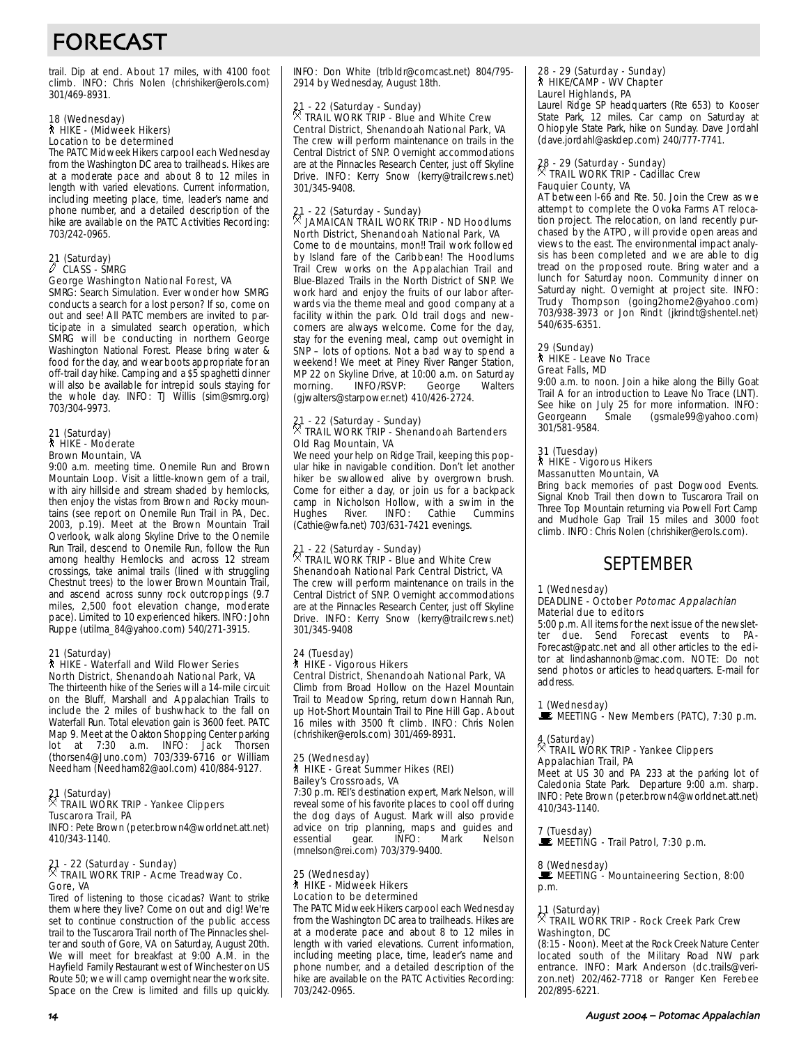# FORECAST

trail. Dip at end. About 17 miles, with 4100 foot climb. INFO: Chris Nolen (chrishiker@erols.com) 301/469-8931.

18 (Wednesday)
HIKE - (Midweek Hikers)
Location to be determined
The PATC Midweek Hikers carpool each Wednesday from the Washington DC area to trailheads. Hikes are at a moderate pace and about 8 to 12 miles in length with varied elevations. Current information, including meeting place, time, leader's name and phone number, and a detailed description of the hike are available on the PATC Activities Recording: 703/242-0965.

21 (Saturday)
CLASS - SMRG
George Washington National Forest, VA
SMRG: Search Simulation. Ever wonder how SMRG conducts a search for a lost person? If so, come on out and see! All PATC members are invited to participate in a simulated search operation, which SMRG will be conducting in northern George Washington National Forest. Please bring water & food for the day, and wear boots appropriate for an off-trail day hike. Camping and a $5 spaghetti dinner will also be available for intrepid souls staying for the whole day. INFO: TJ Willis (sim@smrg.org) 703/304-9973.

21 (Saturday)
HIKE - Moderate
Brown Mountain, VA
9:00 a.m. meeting time. Onemile Run and Brown Mountain Loop. Visit a little-known gem of a trail, with airy hillside and stream shaded by hemlocks, then enjoy the vistas from Brown and Rocky mountains (see report on Onemile Run Trail in PA, Dec. 2003, p.19). Meet at the Brown Mountain Trail Overlook, walk along Skyline Drive to the Onemile Run Trail, descend to Onemile Run, follow the Run among healthy Hemlocks and across 12 stream crossings, take animal trails (lined with struggling Chestnut trees) to the lower Brown Mountain Trail, and ascend across sunny rock outcroppings (9.7 miles, 2,500 foot elevation change, moderate pace). Limited to 10 experienced hikers. INFO: John Ruppe (utilma_84@yahoo.com) 540/271-3915.

21 (Saturday)
HIKE - Waterfall and Wild Flower Series
North District, Shenandoah National Park, VA
The thirteenth hike of the Series will a 14-mile circuit on the Bluff, Marshall and Appalachian Trails to include the 2 miles of bushwhack to the fall on Waterfall Run. Total elevation gain is 3600 feet. PATC Map 9. Meet at the Oakton Shopping Center parking lot at 7:30 a.m. INFO: Jack Thorsen (thorsen4@Juno.com) 703/339-6716 or William Needham (Needham82@aol.com) 410/884-9127.

21 (Saturday)
TRAIL WORK TRIP - Yankee Clippers
Tuscarora Trail, PA
INFO: Pete Brown (peter.brown4@worldnet.att.net) 410/343-1140.

21 - 22 (Saturday - Sunday)
TRAIL WORK TRIP - Acme Treadway Co.
Gore, VA
Tired of listening to those cicadas? Want to strike them where they live? Come on out and dig! We're set to continue construction of the public access trail to the Tuscarora Trail north of The Pinnacles shelter and south of Gore, VA on Saturday, August 20th. We will meet for breakfast at 9:00 A.M. in the Hayfield Family Restaurant west of Winchester on US Route 50; we will camp overnight near the work site. Space on the Crew is limited and fills up quickly. INFO: Don White (trlbldr@comcast.net) 804/795-2914 by Wednesday, August 18th.

21 - 22 (Saturday - Sunday)
TRAIL WORK TRIP - Blue and White Crew
Central District, Shenandoah National Park, VA
The crew will perform maintenance on trails in the Central District of SNP. Overnight accommodations are at the Pinnacles Research Center, just off Skyline Drive. INFO: Kerry Snow (kerry@trailcrews.net) 301/345-9408.

21 - 22 (Saturday - Sunday)
JAMAICAN TRAIL WORK TRIP - ND Hoodlums
North District, Shenandoah National Park, VA
Come to de mountains, mon!! Trail work followed by Island fare of the Caribbean! The Hoodlums Trail Crew works on the Appalachian Trail and Blue-Blazed Trails in the North District of SNP. We work hard and enjoy the fruits of our labor afterwards via the theme meal and good company at a facility within the park. Old trail dogs and newcomers are always welcome. Come for the day, stay for the evening meal, camp out overnight in SNP – lots of options. Not a bad way to spend a weekend! We meet at Piney River Ranger Station, MP 22 on Skyline Drive, at 10:00 a.m. on Saturday morning. INFO/RSVP: George Walters (gjwalters@starpower.net) 410/426-2724.

21 - 22 (Saturday - Sunday)
TRAIL WORK TRIP - Shenandoah Bartenders
Old Rag Mountain, VA
We need your help on Ridge Trail, keeping this popular hike in navigable condition. Don't let another hiker be swallowed alive by overgrown brush. Come for either a day, or join us for a backpack camp in Nicholson Hollow, with a swim in the Hughes River. INFO: Cathie Cummins (Cathie@wfa.net) 703/631-7421 evenings.

21 - 22 (Saturday - Sunday)
TRAIL WORK TRIP - Blue and White Crew
Shenandoah National Park Central District, VA
The crew will perform maintenance on trails in the Central District of SNP. Overnight accommodations are at the Pinnacles Research Center, just off Skyline Drive. INFO: Kerry Snow (kerry@trailcrews.net) 301/345-9408

24 (Tuesday)
HIKE - Vigorous Hikers
Central District, Shenandoah National Park, VA
Climb from Broad Hollow on the Hazel Mountain Trail to Meadow Spring, return down Hannah Run, up Hot-Short Mountain Trail to Pine Hill Gap. About 16 miles with 3500 ft climb. INFO: Chris Nolen (chrishiker@erols.com) 301/469-8931.

25 (Wednesday)
HIKE - Great Summer Hikes (REI)
Bailey's Crossroads, VA
7:30 p.m. REI's destination expert, Mark Nelson, will reveal some of his favorite places to cool off during the dog days of August. Mark will also provide advice on trip planning, maps and guides and essential gear. INFO: Mark Nelson (mnelson@rei.com) 703/379-9400.

25 (Wednesday)
HIKE - Midweek Hikers
Location to be determined
The PATC Midweek Hikers carpool each Wednesday from the Washington DC area to trailheads. Hikes are at a moderate pace and about 8 to 12 miles in length with varied elevations. Current information, including meeting place, time, leader's name and phone number, and a detailed description of the hike are available on the PATC Activities Recording: 703/242-0965.

28 - 29 (Saturday - Sunday)
HIKE/CAMP - WV Chapter
Laurel Highlands, PA
Laurel Ridge SP headquarters (Rte 653) to Kooser State Park, 12 miles. Car camp on Saturday at Ohiopyle State Park, hike on Sunday. Dave Jordahl (dave.jordahl@askdep.com) 240/777-7741.

28 - 29 (Saturday - Sunday)
TRAIL WORK TRIP - Cadillac Crew
Fauquier County, VA
AT between I-66 and Rte. 50. Join the Crew as we attempt to complete the Ovoka Farms AT relocation project. The relocation, on land recently purchased by the ATPO, will provide open areas and views to the east. The environmental impact analysis has been completed and we are able to dig tread on the proposed route. Bring water and a lunch for Saturday noon. Community dinner on Saturday night. Overnight at project site. INFO: Trudy Thompson (going2home2@yahoo.com) 703/938-3973 or Jon Rindt (jkrindt@shentel.net) 540/635-6351.

29 (Sunday)
HIKE - Leave No Trace
Great Falls, MD
9:00 a.m. to noon. Join a hike along the Billy Goat Trail A for an introduction to Leave No Trace (LNT). See hike on July 25 for more information. INFO: Georgeann Smale (gsmale99@yahoo.com) 301/581-9584.

31 (Tuesday)
HIKE - Vigorous Hikers
Massanutten Mountain, VA
Bring back memories of past Dogwood Events. Signal Knob Trail then down to Tuscarora Trail on Three Top Mountain returning via Powell Fort Camp and Mudhole Gap Trail 15 miles and 3000 foot climb. INFO: Chris Nolen (chrishiker@erols.com).

## SEPTEMBER

1 (Wednesday)
DEADLINE - October *Potomac Appalachian* Material due to editors
5:00 p.m. All items for the next issue of the newsletter due. Send Forecast events to PA-Forecast@patc.net and all other articles to the editor at lindashannonb@mac.com. NOTE: Do not send photos or articles to headquarters. E-mail for address.

1 (Wednesday)
MEETING - New Members (PATC), 7:30 p.m.

4 (Saturday)
TRAIL WORK TRIP - Yankee Clippers
Appalachian Trail, PA
Meet at US 30 and PA 233 at the parking lot of Caledonia State Park. Departure 9:00 a.m. sharp. INFO: Pete Brown (peter.brown4@worldnet.att.net) 410/343-1140.

7 (Tuesday)
MEETING - Trail Patrol, 7:30 p.m.

8 (Wednesday)
MEETING - Mountaineering Section, 8:00 p.m.

11 (Saturday)
TRAIL WORK TRIP - Rock Creek Park Crew
Washington, DC
(8:15 - Noon). Meet at the Rock Creek Nature Center located south of the Military Road NW park entrance. INFO: Mark Anderson (dc.trails@verizon.net) 202/462-7718 or Ranger Ken Ferebee 202/895-6221.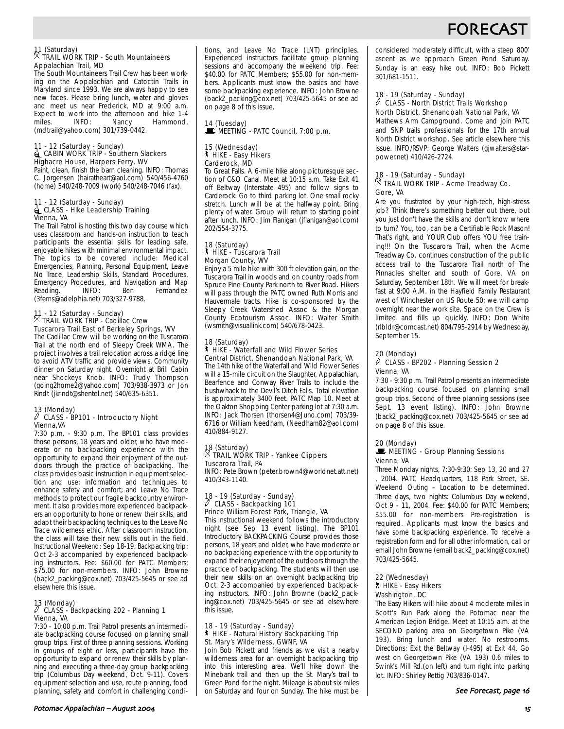# FORECAST

**11 (Saturday)**
**TRAIL WORK TRIP - South Mountaineers**
Appalachian Trail, MD
The South Mountaineers Trail Crew has been working on the Appalachian and Catoctin Trails in Maryland since 1993. We are always happy to see new faces. Please bring lunch, water and gloves and meet us near Frederick, MD at 9:00 a.m. Expect to work into the afternoon and hike 1-4 miles. INFO: Nancy Hammond, (mdtrail@yahoo.com) 301/739-0442.

**11 - 12 (Saturday - Sunday)**
**CABIN WORK TRIP - Southern Slackers**
Highacre House, Harpers Ferry, WV
Paint, clean, finish the barn cleaning. INFO: Thomas C. Jorgensen (hairatheart@aol.com) 540/456-4760 (home) 540/248-7009 (work) 540/248-7046 (fax).

**11 - 12 (Saturday - Sunday)**
**CLASS - Hike Leadership Training**
Vienna, VA
The Trail Patrol is hosting this two day course which uses classroom and hands-on instruction to teach participants the essential skills for leading safe, enjoyable hikes with minimal environmental impact. The topics to be covered include: Medical Emergencies, Planning, Personal Equipment, Leave No Trace, Leadership Skills, Standard Procedures, Emergency Procedures, and Navigation and Map Reading. INFO: Ben Fernandez (3ferns@adelphia.net) 703/327-9788.

**11 - 12 (Saturday - Sunday)**
**TRAIL WORK TRIP - Cadillac Crew**
Tuscarora Trail East of Berkeley Springs, WV
The Cadillac Crew will be working on the Tuscarora Trail at the north end of Sleepy Creek WMA. The project involves a trail relocation across a ridge line to avoid ATV traffic and provide views. Community dinner on Saturday night. Overnight at Brill Cabin near Shockeys Knob. INFO: Trudy Thompson (going2home2@yahoo.com) 703/938-3973 or Jon Rindt (jkrindt@shentel.net) 540/635-6351.

**13 (Monday)**
**CLASS - BP101 - Introductory Night**
Vienna,VA
7:30 p.m. - 9:30 p.m. The BP101 class provides those persons, 18 years and older, who have moderate or no backpacking experience with the opportunity to expand their enjoyment of the outdoors through the practice of backpacking. The class provides basic instruction in equipment selection and use; information and techniques to enhance safety and comfort; and Leave No Trace methods to protect our fragile backcountry environment. It also provides more experienced backpackers an opportunity to hone or renew their skills, and adapt their backpacking techniques to the Leave No Trace wilderness ethic. After classroom instruction, the class will take their new skills out in the field. Instructional Weekend: Sep 18-19. Backpacking trip: Oct 2-3 accompanied by experienced backpacking instructors. Fee: $60.00 for PATC Members; $75.00 for non-members. INFO: John Browne (back2_packing@cox.net) 703/425-5645 or see ad elsewhere this issue.

**13 (Monday)**
**CLASS - Backpacking 202 - Planning 1**
Vienna, VA
7:30 - 10:00 p.m. Trail Patrol presents an intermediate backpacking course focused on planning small group trips. First of three planning sessions. Working in groups of eight or less, participants have the opportunity to expand or renew their skills by planning and executing a three-day group backpacking trip (Columbus Day weekend, Oct. 9-11). Covers equipment selection and use, route planning, food planning, safety and comfort in challenging conditions, and Leave No Trace (LNT) principles. Experienced instructors facilitate group planning sessions and accompany the weekend trip. Fee: $40.00 for PATC Members; $55.00 for non-members. Applicants must know the basics and have some backpacking experience. INFO: John Browne (back2_packing@cox.net) 703/425-5645 or see ad on page 8 of this issue.

**14 (Tuesday)**
**MEETING - PATC Council, 7:00 p.m.**

**15 (Wednesday)**
**HIKE - Easy Hikers**
Carderock, MD
To Great Falls. A 6-mile hike along picturesque section of C&O Canal. Meet at 10:15 a.m. Take Exit 41 off Beltway (Interstate 495) and follow signs to Carderock. Go to third parking lot. One small rocky stretch. Lunch will be at the halfway point. Bring plenty of water. Group will return to starting point after lunch. INFO: Jim Flanigan (jflanigan@aol.com) 202/554-3775.

**18 (Saturday)**
**HIKE - Tuscarora Trail**
Morgan County, WV
Enjoy a 5 mile hike with 300 ft elevation gain, on the Tuscarora Trail in woods and on country roads from Spruce Pine County Park north to River Road. Hikers will pass through the PATC owned Ruth Morris and Hauvermale tracts. Hike is co-sponsored by the Sleepy Creek Watershed Assoc & the Morgan County Ecotourism Assoc. INFO: Walter Smith (wsmith@visuallink.com) 540/678-0423.

**18 (Saturday)**
**HIKE - Waterfall and Wild Flower Series**
Central District, Shenandoah National Park, VA
The 14th hike of the Waterfall and Wild Flower Series will a 15-mile circuit on the Slaughter, Appalachian, Bearfence and Conway River Trails to include the bushwhack to the Devil's Ditch Falls. Total elevation is approximately 3400 feet. PATC Map 10. Meet at the Oakton Shopping Center parking lot at 7:30 a.m. INFO: Jack Thorsen (thorsen4@Juno.com) 703/39-6716 or William Needham, (Needham82@aol.com) 410/884-9127.

**18 (Saturday)**
**TRAIL WORK TRIP - Yankee Clippers**
Tuscarora Trail, PA
INFO: Pete Brown (peter.brown4@worldnet.att.net) 410/343-1140.

**18 - 19 (Saturday - Sunday)**
**CLASS - Backpacking 101**
Prince William Forest Park, Triangle, VA
This instructional weekend follows the introductory night (see Sep 13 event listing). The BP101 Introductory BACKPACKING Course provides those persons, 18 years and older, who have moderate or no backpacking experience with the opportunity to expand their enjoyment of the outdoors through the practice of backpacking. The students will then use their new skills on an overnight backpacking trip Oct. 2-3 accompanied by experienced backpacking instructors. INFO: John Browne (back2_packing@cox.net) 703/425-5645 or see ad elsewhere this issue.

**18 - 19 (Saturday - Sunday)**
**HIKE - Natural History Backpacking Trip**
St. Mary's Wilderness, GWNF, VA
Join Bob Pickett and friends as we visit a nearby wilderness area for an overnight backpacking trip into this interesting area. We'll hike down the Minebank trail and then up the St. Mary's trail to Green Pond for the night. Mileage is about six miles on Saturday and four on Sunday. The hike must be considered moderately difficult, with a steep 800' ascent as we approach Green Pond Saturday. Sunday is an easy hike out. INFO: Bob Pickett 301/681-1511.

**18 - 19 (Saturday - Sunday)**
**CLASS - North District Trails Workshop**
North District, Shenandoah National Park, VA
Mathews Arm Campground. Come and join PATC and SNP trails professionals for the 17th annual North District workshop. See article elsewhere this issue. INFO/RSVP: George Walters (gjwalters@starpower.net) 410/426-2724.

**18 - 19 (Saturday - Sunday)**
**TRAIL WORK TRIP - Acme Treadway Co.**
Gore, VA
Are you frustrated by your high-tech, high-stress job? Think there's something better out there, but you just don't have the skills and don't know where to turn? You, too, can be a Certifiable Rock Mason! That's right, and YOUR Club offers YOU free training!!! On the Tuscarora Trail, when the Acme Treadway Co. continues construction of the public access trail to the Tuscarora Trail north of The Pinnacles shelter and south of Gore, VA on Saturday, September 18th. We will meet for breakfast at 9:00 A.M. in the Hayfield Family Restaurant west of Winchester on US Route 50; we will camp overnight near the work site. Space on the Crew is limited and fills up quickly. INFO: Don White (rlbldr@comcast.net) 804/795-2914 by Wednesday, September 15.

**20 (Monday)**
**CLASS - BP202 - Planning Session 2**
Vienna, VA
7:30 - 9:30 p.m. Trail Patrol presents an intermediate backpacking course focused on planning small group trips. Second of three planning sessions (see Sept. 13 event listing). INFO: John Browne (back2_packing@cox.net) 703/425-5645 or see ad on page 8 of this issue.

**20 (Monday)**
**MEETING - Group Planning Sessions**
Vienna, VA
Three Monday nights, 7:30-9:30: Sep 13, 20 and 27, 2004. PATC Headquarters, 118 Park Street, SE. Weekend Outing – Location to be determined. Three days, two nights: Columbus Day weekend, Oct 9 - 11, 2004. Fee: $40.00 for PATC Members; $55.00 for non-members Pre-registration is required. Applicants must know the basics and have some backpacking experience. To receive a registration form and for all other information, call or email John Browne (email back2_packing@cox.net) 703/425-5645.

**22 (Wednesday)**
**HIKE - Easy Hikers**
Washington, DC
The Easy Hikers will hike about 4 moderate miles in Scott's Run Park along the Potomac near the American Legion Bridge. Meet at 10:15 a.m. at the SECOND parking area on Georgetown Pike (VA 193). Bring lunch and water. No restrooms. Directions: Exit the Beltway (I-495) at Exit 44. Go west on Georgetown Pike (VA 193) 0.6 miles to Swink's Mill Rd.(on left) and turn right into parking lot. INFO: Shirley Rettig 703/836-0147.

*See Forecast, page 16*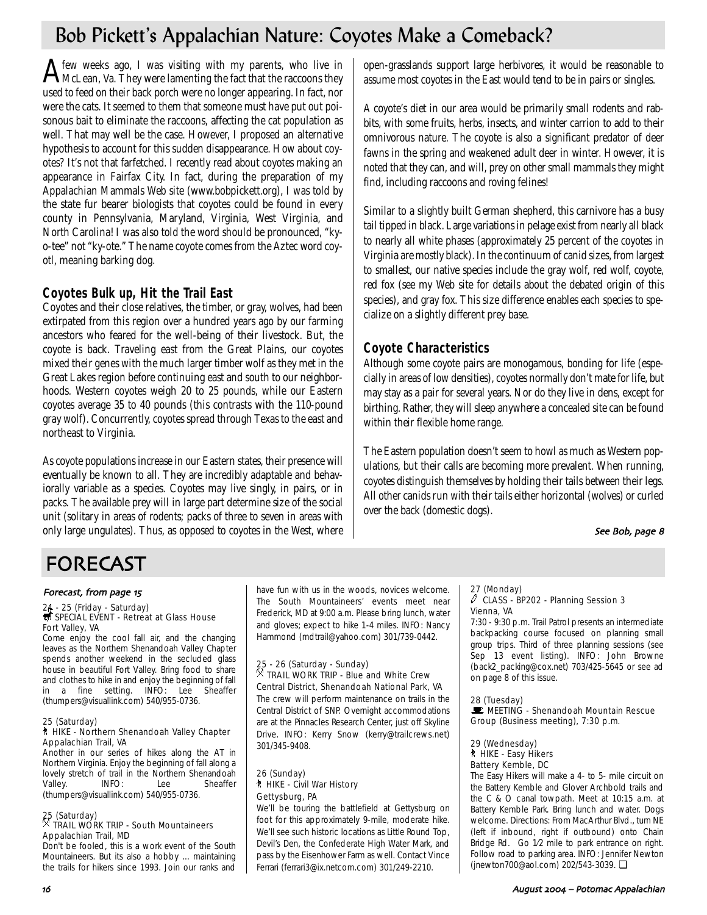# Bob Pickett's Appalachian Nature: Coyotes Make a Comeback?

A few weeks ago, I was visiting with my parents, who live in McLean, Va. They were lamenting the fact that the raccoons they used to feed on their back porch were no longer appearing. In fact, nor were the cats. It seemed to them that someone must have put out poisonous bait to eliminate the raccoons, affecting the cat population as well. That may well be the case. However, I proposed an alternative hypothesis to account for this sudden disappearance. How about coyotes? It's not that farfetched. I recently read about coyotes making an appearance in Fairfax City. In fact, during the preparation of my Appalachian Mammals Web site (www.bobpickett.org), I was told by the state fur bearer biologists that coyotes could be found in every county in Pennsylvania, Maryland, Virginia, West Virginia, and North Carolina! I was also told the word should be pronounced, "ky-o-tee" not "ky-ote." The name coyote comes from the Aztec word coyotl, meaning barking dog.

## Coyotes Bulk up, Hit the Trail East

Coyotes and their close relatives, the timber, or gray, wolves, had been extirpated from this region over a hundred years ago by our farming ancestors who feared for the well-being of their livestock. But, the coyote is back. Traveling east from the Great Plains, our coyotes mixed their genes with the much larger timber wolf as they met in the Great Lakes region before continuing east and south to our neighborhoods. Western coyotes weigh 20 to 25 pounds, while our Eastern coyotes average 35 to 40 pounds (this contrasts with the 110-pound gray wolf). Concurrently, coyotes spread through Texas to the east and northeast to Virginia.

As coyote populations increase in our Eastern states, their presence will eventually be known to all. They are incredibly adaptable and behaviorally variable as a species. Coyotes may live singly, in pairs, or in packs. The available prey will in large part determine size of the social unit (solitary in areas of rodents; packs of three to seven in areas with only large ungulates). Thus, as opposed to coyotes in the West, where open-grasslands support large herbivores, it would be reasonable to assume most coyotes in the East would tend to be in pairs or singles.

A coyote's diet in our area would be primarily small rodents and rabbits, with some fruits, herbs, insects, and winter carrion to add to their omnivorous nature. The coyote is also a significant predator of deer fawns in the spring and weakened adult deer in winter. However, it is noted that they can, and will, prey on other small mammals they might find, including raccoons and roving felines!

Similar to a slightly built German shepherd, this carnivore has a busy tail tipped in black. Large variations in pelage exist from nearly all black to nearly all white phases (approximately 25 percent of the coyotes in Virginia are mostly black). In the continuum of canid sizes, from largest to smallest, our native species include the gray wolf, red wolf, coyote, red fox (see my Web site for details about the debated origin of this species), and gray fox. This size difference enables each species to specialize on a slightly different prey base.

## Coyote Characteristics

Although some coyote pairs are monogamous, bonding for life (especially in areas of low densities), coyotes normally don't mate for life, but may stay as a pair for several years. Nor do they live in dens, except for birthing. Rather, they will sleep anywhere a concealed site can be found within their flexible home range.

The Eastern population doesn't seem to howl as much as Western populations, but their calls are becoming more prevalent. When running, coyotes distinguish themselves by holding their tails between their legs. All other canids run with their tails either horizontal (wolves) or curled over the back (domestic dogs).

*See Bob, page 8*

# FORECAST

*Forecast, from page 15*

24 - 25 (Friday - Saturday)
SPECIAL EVENT - Retreat at Glass House
Fort Valley, VA
Come enjoy the cool fall air, and the changing leaves as the Northern Shenandoah Valley Chapter spends another weekend in the secluded glass house in beautiful Fort Valley. Bring food to share and clothes to hike in and enjoy the beginning of fall in a fine setting. INFO: Lee Sheaffer (thumpers@visuallink.com) 540/955-0736.

25 (Saturday)
HIKE - Northern Shenandoah Valley Chapter
Appalachian Trail, VA
Another in our series of hikes along the AT in Northern Virginia. Enjoy the beginning of fall along a lovely stretch of trail in the Northern Shenandoah Valley. INFO: Lee Sheaffer (thumpers@visuallink.com) 540/955-0736.

25 (Saturday)
TRAIL WORK TRIP - South Mountaineers
Appalachian Trail, MD
Don't be fooled, this is a work event of the South Mountaineers. But its also a hobby ... maintaining the trails for hikers since 1993. Join our ranks and have fun with us in the woods, novices welcome. The South Mountaineers' events meet near Frederick, MD at 9:00 a.m. Please bring lunch, water and gloves; expect to hike 1-4 miles. INFO: Nancy Hammond (mdtrail@yahoo.com) 301/739-0442.

25 - 26 (Saturday - Sunday)
TRAIL WORK TRIP - Blue and White Crew
Central District, Shenandoah National Park, VA
The crew will perform maintenance on trails in the Central District of SNP. Overnight accommodations are at the Pinnacles Research Center, just off Skyline Drive. INFO: Kerry Snow (kerry@trailcrews.net) 301/345-9408.

26 (Sunday)
HIKE - Civil War History
Gettysburg, PA
We'll be touring the battlefield at Gettysburg on foot for this approximately 9-mile, moderate hike. We'll see such historic locations as Little Round Top, Devil's Den, the Confederate High Water Mark, and pass by the Eisenhower Farm as well. Contact Vince Ferrari (ferrari3@ix.netcom.com) 301/249-2210.

27 (Monday)
CLASS - BP202 - Planning Session 3
Vienna, VA
7:30 - 9:30 p.m. Trail Patrol presents an intermediate backpacking course focused on planning small group trips. Third of three planning sessions (see Sep 13 event listing). INFO: John Browne (back2_packing@cox.net) 703/425-5645 or see ad on page 8 of this issue.

28 (Tuesday)
MEETING - Shenandoah Mountain Rescue Group (Business meeting), 7:30 p.m.

29 (Wednesday)
HIKE - Easy Hikers
Battery Kemble, DC
The Easy Hikers will make a 4- to 5- mile circuit on the Battery Kemble and Glover Archbold trails and the C & O canal towpath. Meet at 10:15 a.m. at Battery Kemble Park. Bring lunch and water. Dogs welcome. Directions: From MacArthur Blvd., turn NE (left if inbound, right if outbound) onto Chain Bridge Rd. Go 1/2 mile to park entrance on right. Follow road to parking area. INFO: Jennifer Newton (jnewton700@aol.com) 202/543-3039. ❑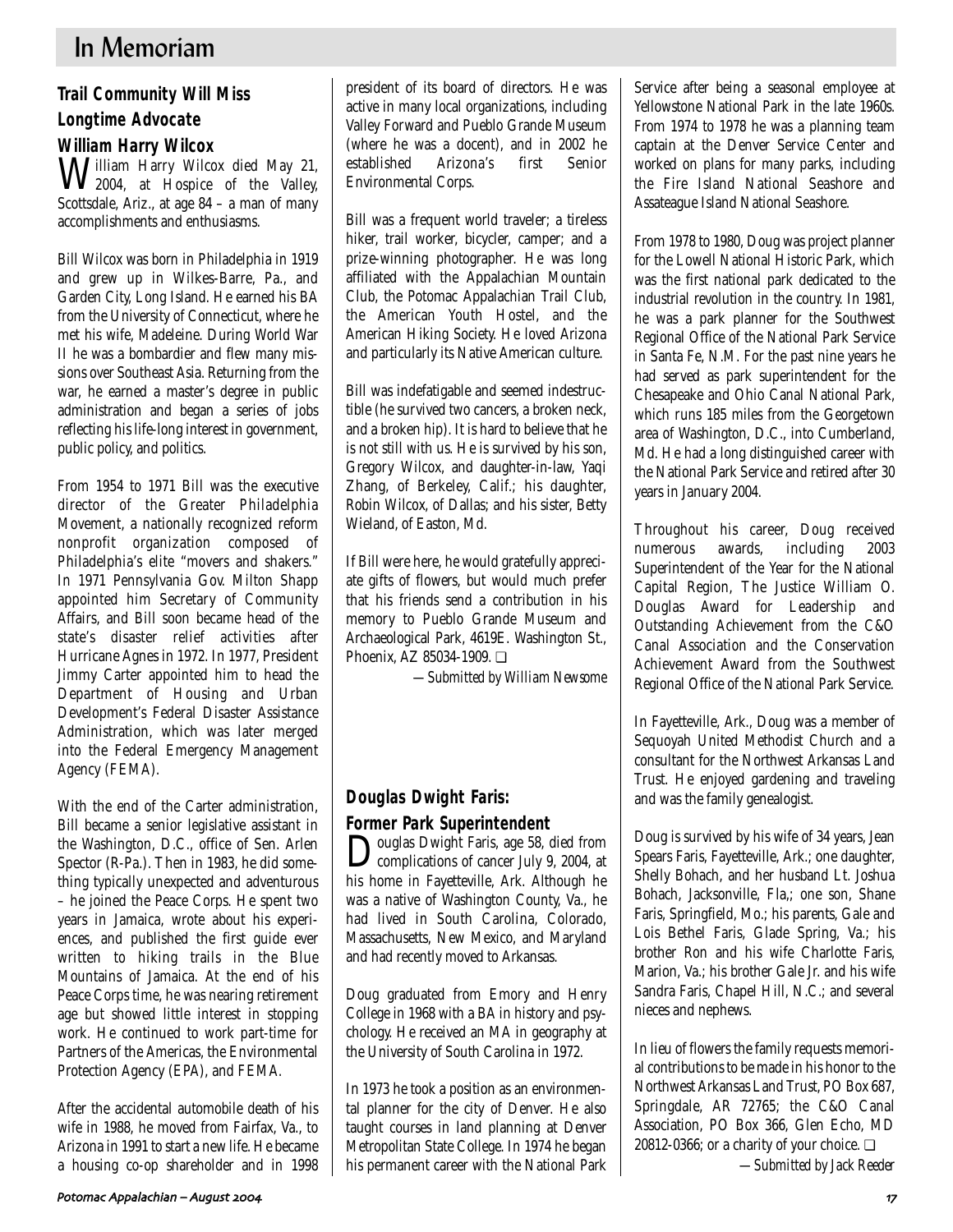# In Memoriam

## Trail Community Will Miss Longtime Advocate

### William Harry Wilcox

William Harry Wilcox died May 21, 2004, at Hospice of the Valley, Scottsdale, Ariz., at age 84 – a man of many accomplishments and enthusiasms.

Bill Wilcox was born in Philadelphia in 1919 and grew up in Wilkes-Barre, Pa., and Garden City, Long Island. He earned his BA from the University of Connecticut, where he met his wife, Madeleine. During World War II he was a bombardier and flew many missions over Southeast Asia. Returning from the war, he earned a master's degree in public administration and began a series of jobs reflecting his life-long interest in government, public policy, and politics.

From 1954 to 1971 Bill was the executive director of the Greater Philadelphia Movement, a nationally recognized reform nonprofit organization composed of Philadelphia's elite "movers and shakers." In 1971 Pennsylvania Gov. Milton Shapp appointed him Secretary of Community Affairs, and Bill soon became head of the state's disaster relief activities after Hurricane Agnes in 1972. In 1977, President Jimmy Carter appointed him to head the Department of Housing and Urban Development's Federal Disaster Assistance Administration, which was later merged into the Federal Emergency Management Agency (FEMA).

With the end of the Carter administration, Bill became a senior legislative assistant in the Washington, D.C., office of Sen. Arlen Spector (R-Pa.). Then in 1983, he did something typically unexpected and adventurous – he joined the Peace Corps. He spent two years in Jamaica, wrote about his experiences, and published the first guide ever written to hiking trails in the Blue Mountains of Jamaica. At the end of his Peace Corps time, he was nearing retirement age but showed little interest in stopping work. He continued to work part-time for Partners of the Americas, the Environmental Protection Agency (EPA), and FEMA.

After the accidental automobile death of his wife in 1988, he moved from Fairfax, Va., to Arizona in 1991 to start a new life. He became a housing co-op shareholder and in 1998 president of its board of directors. He was active in many local organizations, including Valley Forward and Pueblo Grande Museum (where he was a docent), and in 2002 he established Arizona's first Senior Environmental Corps.

Bill was a frequent world traveler; a tireless hiker, trail worker, bicycler, camper; and a prize-winning photographer. He was long affiliated with the Appalachian Mountain Club, the Potomac Appalachian Trail Club, the American Youth Hostel, and the American Hiking Society. He loved Arizona and particularly its Native American culture.

Bill was indefatigable and seemed indestructible (he survived two cancers, a broken neck, and a broken hip). It is hard to believe that he is not still with us. He is survived by his son, Gregory Wilcox, and daughter-in-law, Yaqi Zhang, of Berkeley, Calif.; his daughter, Robin Wilcox, of Dallas; and his sister, Betty Wieland, of Easton, Md.

If Bill were here, he would gratefully appreciate gifts of flowers, but would much prefer that his friends send a contribution in his memory to Pueblo Grande Museum and Archaeological Park, 4619E. Washington St., Phoenix, AZ 85034-1909. ❑

*—Submitted by William Newsome*

## Douglas Dwight Faris: Former Park Superintendent

Douglas Dwight Faris, age 58, died from complications of cancer July 9, 2004, at his home in Fayetteville, Ark. Although he was a native of Washington County, Va., he had lived in South Carolina, Colorado, Massachusetts, New Mexico, and Maryland and had recently moved to Arkansas.

Doug graduated from Emory and Henry College in 1968 with a BA in history and psychology. He received an MA in geography at the University of South Carolina in 1972.

In 1973 he took a position as an environmental planner for the city of Denver. He also taught courses in land planning at Denver Metropolitan State College. In 1974 he began his permanent career with the National Park Service after being a seasonal employee at Yellowstone National Park in the late 1960s. From 1974 to 1978 he was a planning team captain at the Denver Service Center and worked on plans for many parks, including the Fire Island National Seashore and Assateague Island National Seashore.

From 1978 to 1980, Doug was project planner for the Lowell National Historic Park, which was the first national park dedicated to the industrial revolution in the country. In 1981, he was a park planner for the Southwest Regional Office of the National Park Service in Santa Fe, N.M. For the past nine years he had served as park superintendent for the Chesapeake and Ohio Canal National Park, which runs 185 miles from the Georgetown area of Washington, D.C., into Cumberland, Md. He had a long distinguished career with the National Park Service and retired after 30 years in January 2004.

Throughout his career, Doug received numerous awards, including 2003 Superintendent of the Year for the National Capital Region, The Justice William O. Douglas Award for Leadership and Outstanding Achievement from the C&O Canal Association and the Conservation Achievement Award from the Southwest Regional Office of the National Park Service.

In Fayetteville, Ark., Doug was a member of Sequoyah United Methodist Church and a consultant for the Northwest Arkansas Land Trust. He enjoyed gardening and traveling and was the family genealogist.

Doug is survived by his wife of 34 years, Jean Spears Faris, Fayetteville, Ark.; one daughter, Shelly Bohach, and her husband Lt. Joshua Bohach, Jacksonville, Fla,; one son, Shane Faris, Springfield, Mo.; his parents, Gale and Lois Bethel Faris, Glade Spring, Va.; his brother Ron and his wife Charlotte Faris, Marion, Va.; his brother Gale Jr. and his wife Sandra Faris, Chapel Hill, N.C.; and several nieces and nephews.

In lieu of flowers the family requests memorial contributions to be made in his honor to the Northwest Arkansas Land Trust, PO Box 687, Springdale, AR 72765; the C&O Canal Association, PO Box 366, Glen Echo, MD 20812-0366; or a charity of your choice. ❑

*—Submitted by Jack Reeder*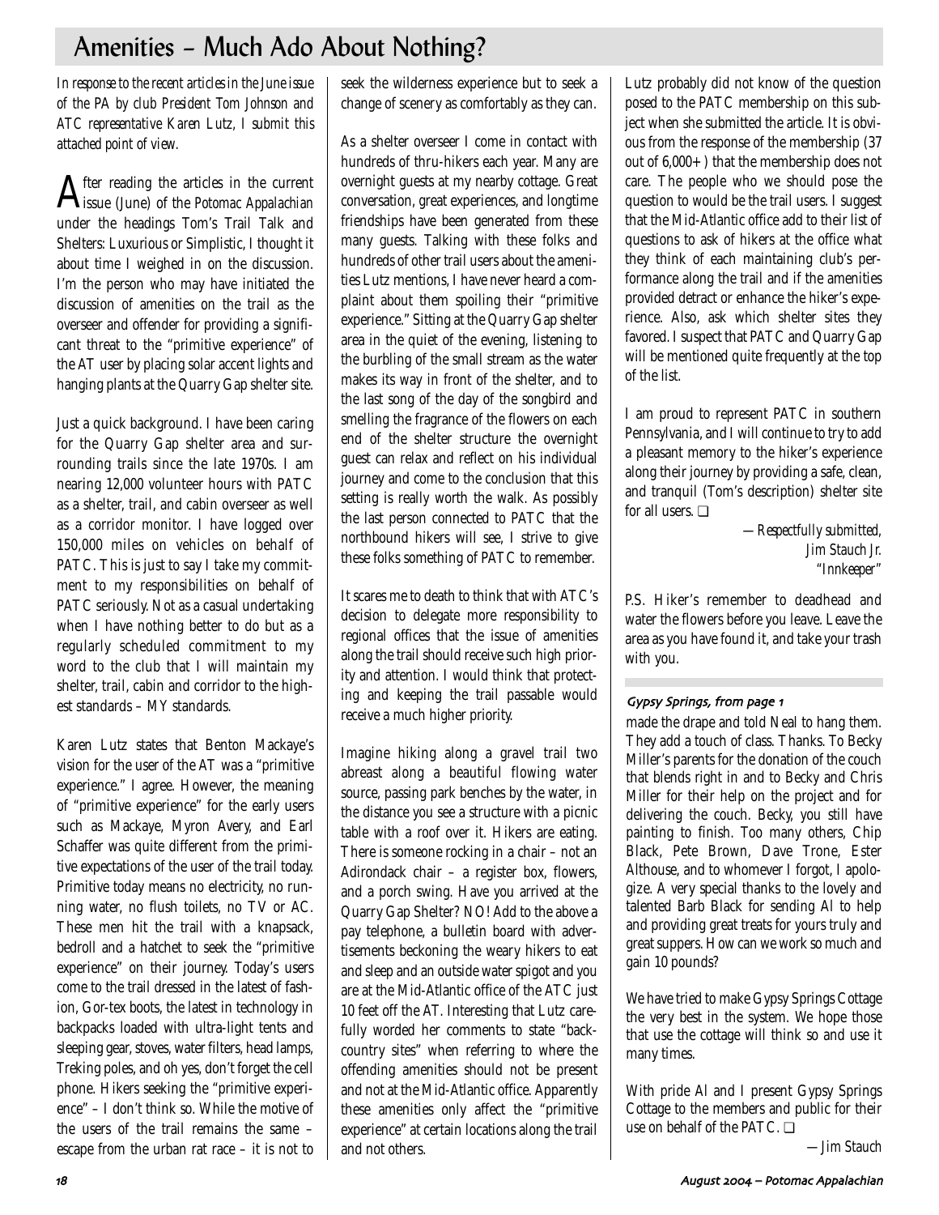# Amenities – Much Ado About Nothing?

*In response to the recent articles in the June issue of the PA by club President Tom Johnson and ATC representative Karen Lutz, I submit this attached point of view.*

After reading the articles in the current issue (June) of the *Potomac Appalachian* under the headings Tom's Trail Talk and Shelters: Luxurious or Simplistic, I thought it about time I weighed in on the discussion. I'm the person who may have initiated the discussion of amenities on the trail as the overseer and offender for providing a significant threat to the "primitive experience" of the AT user by placing solar accent lights and hanging plants at the Quarry Gap shelter site.

Just a quick background. I have been caring for the Quarry Gap shelter area and surrounding trails since the late 1970s. I am nearing 12,000 volunteer hours with PATC as a shelter, trail, and cabin overseer as well as a corridor monitor. I have logged over 150,000 miles on vehicles on behalf of PATC. This is just to say I take my commitment to my responsibilities on behalf of PATC seriously. Not as a casual undertaking when I have nothing better to do but as a regularly scheduled commitment to my word to the club that I will maintain my shelter, trail, cabin and corridor to the highest standards – MY standards.

Karen Lutz states that Benton Mackaye's vision for the user of the AT was a "primitive experience." I agree. However, the meaning of "primitive experience" for the early users such as Mackaye, Myron Avery, and Earl Schaffer was quite different from the primitive expectations of the user of the trail today. Primitive today means no electricity, no running water, no flush toilets, no TV or AC. These men hit the trail with a knapsack, bedroll and a hatchet to seek the "primitive experience" on their journey. Today's users come to the trail dressed in the latest of fashion, Gor-tex boots, the latest in technology in backpacks loaded with ultra-light tents and sleeping gear, stoves, water filters, head lamps, Treking poles, and oh yes, don't forget the cell phone. Hikers seeking the "primitive experience" – I don't think so. While the motive of the users of the trail remains the same – escape from the urban rat race – it is not to seek the wilderness experience but to seek a change of scenery as comfortably as they can.

As a shelter overseer I come in contact with hundreds of thru-hikers each year. Many are overnight guests at my nearby cottage. Great conversation, great experiences, and longtime friendships have been generated from these many guests. Talking with these folks and hundreds of other trail users about the amenities Lutz mentions, I have never heard a complaint about them spoiling their "primitive experience." Sitting at the Quarry Gap shelter area in the quiet of the evening, listening to the burbling of the small stream as the water makes its way in front of the shelter, and to the last song of the day of the songbird and smelling the fragrance of the flowers on each end of the shelter structure the overnight guest can relax and reflect on his individual journey and come to the conclusion that this setting is really worth the walk. As possibly the last person connected to PATC that the northbound hikers will see, I strive to give these folks something of PATC to remember.

It scares me to death to think that with ATC's decision to delegate more responsibility to regional offices that the issue of amenities along the trail should receive such high priority and attention. I would think that protecting and keeping the trail passable would receive a much higher priority.

Imagine hiking along a gravel trail two abreast along a beautiful flowing water source, passing park benches by the water, in the distance you see a structure with a picnic table with a roof over it. Hikers are eating. There is someone rocking in a chair – not an Adirondack chair – a register box, flowers, and a porch swing. Have you arrived at the Quarry Gap Shelter? NO! Add to the above a pay telephone, a bulletin board with advertisements beckoning the weary hikers to eat and sleep and an outside water spigot and you are at the Mid-Atlantic office of the ATC just 10 feet off the AT. Interesting that Lutz carefully worded her comments to state "backcountry sites" when referring to where the offending amenities should not be present and not at the Mid-Atlantic office. Apparently these amenities only affect the "primitive experience" at certain locations along the trail and not others.

Lutz probably did not know of the question posed to the PATC membership on this subject when she submitted the article. It is obvious from the response of the membership (37 out of 6,000+) that the membership does not care. The people who we should pose the question to would be the trail users. I suggest that the Mid-Atlantic office add to their list of questions to ask of hikers at the office what they think of each maintaining club's performance along the trail and if the amenities provided detract or enhance the hiker's experience. Also, ask which shelter sites they favored. I suspect that PATC and Quarry Gap will be mentioned quite frequently at the top of the list.

I am proud to represent PATC in southern Pennsylvania, and I will continue to try to add a pleasant memory to the hiker's experience along their journey by providing a safe, clean, and tranquil (Tom's description) shelter site for all users. ❑

*—Respectfully submitted,*
*Jim Stauch Jr.*
*"Innkeeper"*

P.S. Hiker's remember to deadhead and water the flowers before you leave. Leave the area as you have found it, and take your trash with you.

---

### *Gypsy Springs, from page 1*

made the drape and told Neal to hang them. They add a touch of class. Thanks. To Becky Miller's parents for the donation of the couch that blends right in and to Becky and Chris Miller for their help on the project and for delivering the couch. Becky, you still have painting to finish. Too many others, Chip Black, Pete Brown, Dave Trone, Ester Althouse, and to whomever I forgot, I apologize. A very special thanks to the lovely and talented Barb Black for sending Al to help and providing great treats for yours truly and great suppers. How can we work so much and gain 10 pounds?

We have tried to make Gypsy Springs Cottage the very best in the system. We hope those that use the cottage will think so and use it many times.

With pride Al and I present Gypsy Springs Cottage to the members and public for their use on behalf of the PATC. ❑

*—Jim Stauch*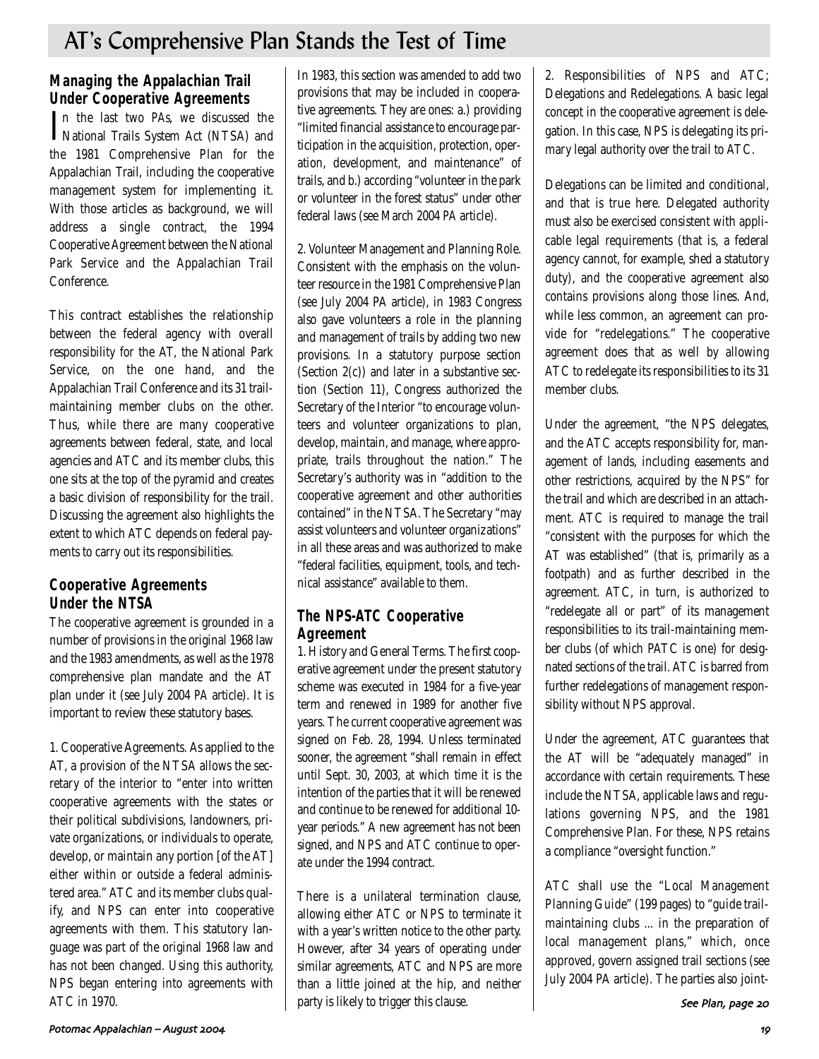# AT's Comprehensive Plan Stands the Test of Time

## Managing the Appalachian Trail Under Cooperative Agreements

In the last two *PAs*, we discussed the National Trails System Act (NTSA) and the 1981 Comprehensive Plan for the Appalachian Trail, including the cooperative management system for implementing it. With those articles as background, we will address a single contract, the 1994 Cooperative Agreement between the National Park Service and the Appalachian Trail Conference.

This contract establishes the relationship between the federal agency with overall responsibility for the AT, the National Park Service, on the one hand, and the Appalachian Trail Conference and its 31 trail-maintaining member clubs on the other. Thus, while there are many cooperative agreements between federal, state, and local agencies and ATC and its member clubs, this one sits at the top of the pyramid and creates a basic division of responsibility for the trail. Discussing the agreement also highlights the extent to which ATC depends on federal payments to carry out its responsibilities.

## Cooperative Agreements Under the NTSA

The cooperative agreement is grounded in a number of provisions in the original 1968 law and the 1983 amendments, as well as the 1978 comprehensive plan mandate and the AT plan under it (see July 2004 *PA* article). It is important to review these statutory bases.

1. Cooperative Agreements. As applied to the AT, a provision of the NTSA allows the secretary of the interior to "enter into written cooperative agreements with the states or their political subdivisions, landowners, private organizations, or individuals to operate, develop, or maintain any portion [of the AT] either within or outside a federal administered area." ATC and its member clubs qualify, and NPS can enter into cooperative agreements with them. This statutory language was part of the original 1968 law and has not been changed. Using this authority, NPS began entering into agreements with ATC in 1970.

In 1983, this section was amended to add two provisions that may be included in cooperative agreements. They are ones: a.) providing "limited financial assistance to encourage participation in the acquisition, protection, operation, development, and maintenance" of trails, and b.) according "volunteer in the park or volunteer in the forest status" under other federal laws (see March 2004 *PA* article).

2. Volunteer Management and Planning Role. Consistent with the emphasis on the volunteer resource in the 1981 Comprehensive Plan (see July 2004 *PA* article), in 1983 Congress also gave volunteers a role in the planning and management of trails by adding two new provisions. In a statutory purpose section (Section 2(c)) and later in a substantive section (Section 11), Congress authorized the Secretary of the Interior "to encourage volunteers and volunteer organizations to plan, develop, maintain, and manage, where appropriate, trails throughout the nation." The Secretary's authority was in "addition to the cooperative agreement and other authorities contained" in the NTSA. The Secretary "may assist volunteers and volunteer organizations" in all these areas and was authorized to make "federal facilities, equipment, tools, and technical assistance" available to them.

## The NPS-ATC Cooperative Agreement

1. History and General Terms. The first cooperative agreement under the present statutory scheme was executed in 1984 for a five-year term and renewed in 1989 for another five years. The current cooperative agreement was signed on Feb. 28, 1994. Unless terminated sooner, the agreement "shall remain in effect until Sept. 30, 2003, at which time it is the intention of the parties that it will be renewed and continue to be renewed for additional 10-year periods." A new agreement has not been signed, and NPS and ATC continue to operate under the 1994 contract.

There is a unilateral termination clause, allowing either ATC or NPS to terminate it with a year's written notice to the other party. However, after 34 years of operating under similar agreements, ATC and NPS are more than a little joined at the hip, and neither party is likely to trigger this clause.

2. Responsibilities of NPS and ATC; Delegations and Redelegations. A basic legal concept in the cooperative agreement is delegation. In this case, NPS is delegating its primary legal authority over the trail to ATC.

Delegations can be limited and conditional, and that is true here. Delegated authority must also be exercised consistent with applicable legal requirements (that is, a federal agency cannot, for example, shed a statutory duty), and the cooperative agreement also contains provisions along those lines. And, while less common, an agreement can provide for "redelegations." The cooperative agreement does that as well by allowing ATC to redelegate its responsibilities to its 31 member clubs.

Under the agreement, "the NPS delegates, and the ATC accepts responsibility for, management of lands, including easements and other restrictions, acquired by the NPS" for the trail and which are described in an attachment. ATC is required to manage the trail "consistent with the purposes for which the AT was established" (that is, primarily as a footpath) and as further described in the agreement. ATC, in turn, is authorized to "redelegate all or part" of its management responsibilities to its trail-maintaining member clubs (of which PATC is one) for designated sections of the trail. ATC is barred from further redelegations of management responsibility without NPS approval.

Under the agreement, ATC guarantees that the AT will be "adequately managed" in accordance with certain requirements. These include the NTSA, applicable laws and regulations governing NPS, and the 1981 Comprehensive Plan. For these, NPS retains a compliance "oversight function."

ATC shall use the "Local Management Planning Guide" (199 pages) to "guide trail-maintaining clubs ... in the preparation of local management plans," which, once approved, govern assigned trail sections (see July 2004 *PA* article). The parties also joint-

*See Plan, page 20*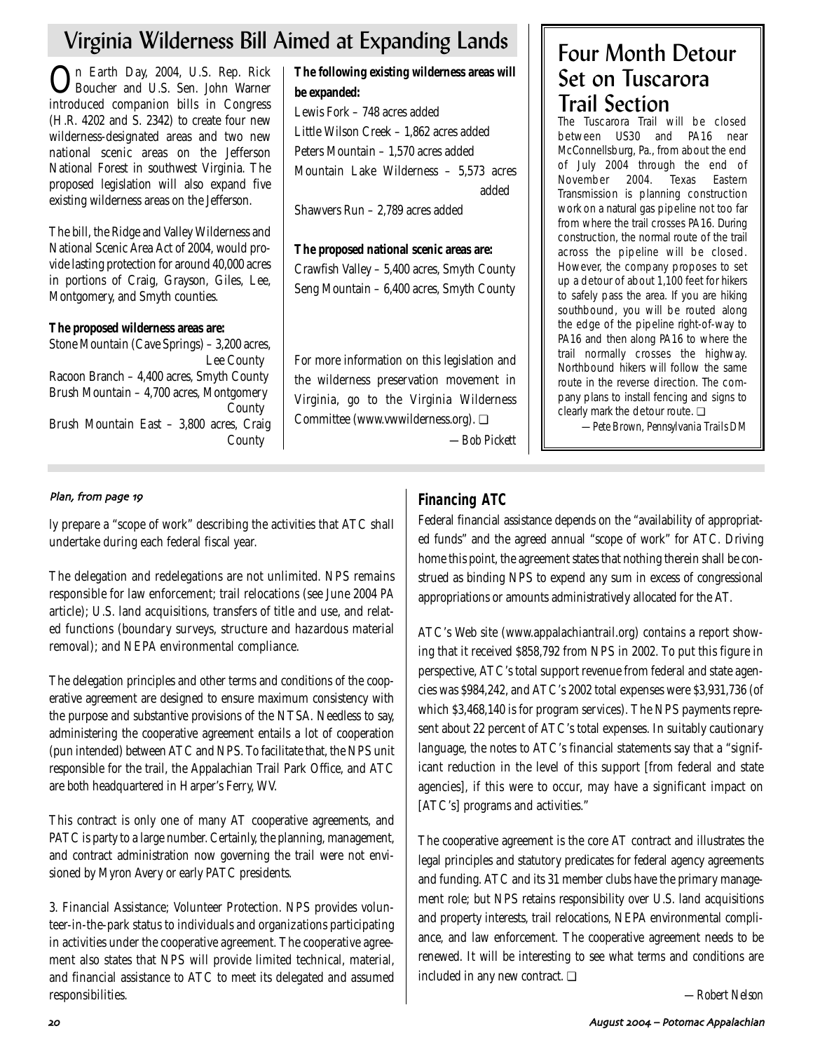## Virginia Wilderness Bill Aimed at Expanding Lands

On Earth Day, 2004, U.S. Rep. Rick Boucher and U.S. Sen. John Warner introduced companion bills in Congress (H.R. 4202 and S. 2342) to create four new wilderness-designated areas and two new national scenic areas on the Jefferson National Forest in southwest Virginia. The proposed legislation will also expand five existing wilderness areas on the Jefferson.

The bill, the Ridge and Valley Wilderness and National Scenic Area Act of 2004, would provide lasting protection for around 40,000 acres in portions of Craig, Grayson, Giles, Lee, Montgomery, and Smyth counties.

**The proposed wilderness areas are:**

Stone Mountain (Cave Springs) – 3,200 acres, Lee County
Racoon Branch – 4,400 acres, Smyth County
Brush Mountain – 4,700 acres, Montgomery County
Brush Mountain East – 3,800 acres, Craig County

**The following existing wilderness areas will be expanded:**

Lewis Fork – 748 acres added
Little Wilson Creek – 1,862 acres added
Peters Mountain – 1,570 acres added
Mountain Lake Wilderness – 5,573 acres added
Shawvers Run – 2,789 acres added

**The proposed national scenic areas are:**

Crawfish Valley – 5,400 acres, Smyth County
Seng Mountain – 6,400 acres, Smyth County

For more information on this legislation and the wilderness preservation movement in Virginia, go to the Virginia Wilderness Committee (www.vwwilderness.org). ❑

*—Bob Pickett*

## Four Month Detour Set on Tuscarora Trail Section

The Tuscarora Trail will be closed between US30 and PA16 near McConnellsburg, Pa., from about the end of July 2004 through the end of November 2004. Texas Eastern Transmission is planning construction work on a natural gas pipeline not too far from where the trail crosses PA16. During construction, the normal route of the trail across the pipeline will be closed. However, the company proposes to set up a detour of about 1,100 feet for hikers to safely pass the area. If you are hiking southbound, you will be routed along the edge of the pipeline right-of-way to PA16 and then along PA16 to where the trail normally crosses the highway. Northbound hikers will follow the same route in the reverse direction. The company plans to install fencing and signs to clearly mark the detour route. ❑

*—Pete Brown, Pennsylvania Trails DM*

*Plan, from page 19*

ly prepare a "scope of work" describing the activities that ATC shall undertake during each federal fiscal year.

The delegation and redelegations are not unlimited. NPS remains responsible for law enforcement; trail relocations (see June 2004 *PA* article); U.S. land acquisitions, transfers of title and use, and related functions (boundary surveys, structure and hazardous material removal); and NEPA environmental compliance.

The delegation principles and other terms and conditions of the cooperative agreement are designed to ensure maximum consistency with the purpose and substantive provisions of the NTSA. Needless to say, administering the cooperative agreement entails a lot of cooperation (pun intended) between ATC and NPS. To facilitate that, the NPS unit responsible for the trail, the Appalachian Trail Park Office, and ATC are both headquartered in Harper's Ferry, WV.

This contract is only one of many AT cooperative agreements, and PATC is party to a large number. Certainly, the planning, management, and contract administration now governing the trail were not envisioned by Myron Avery or early PATC presidents.

3. Financial Assistance; Volunteer Protection. NPS provides volunteer-in-the-park status to individuals and organizations participating in activities under the cooperative agreement. The cooperative agreement also states that NPS will provide limited technical, material, and financial assistance to ATC to meet its delegated and assumed responsibilities.

### Financing ATC

Federal financial assistance depends on the "availability of appropriated funds" and the agreed annual "scope of work" for ATC. Driving home this point, the agreement states that nothing therein shall be construed as binding NPS to expend any sum in excess of congressional appropriations or amounts administratively allocated for the AT.

ATC's Web site (www.appalachiantrail.org) contains a report showing that it received $858,792 from NPS in 2002. To put this figure in perspective, ATC's total support revenue from federal and state agencies was $984,242, and ATC's 2002 total expenses were $3,931,736 (of which $3,468,140 is for program services). The NPS payments represent about 22 percent of ATC's total expenses. In suitably cautionary language, the notes to ATC's financial statements say that a "significant reduction in the level of this support [from federal and state agencies], if this were to occur, may have a significant impact on [ATC's] programs and activities."

The cooperative agreement is the core AT contract and illustrates the legal principles and statutory predicates for federal agency agreements and funding. ATC and its 31 member clubs have the primary management role; but NPS retains responsibility over U.S. land acquisitions and property interests, trail relocations, NEPA environmental compliance, and law enforcement. The cooperative agreement needs to be renewed. It will be interesting to see what terms and conditions are included in any new contract. ❑

*—Robert Nelson*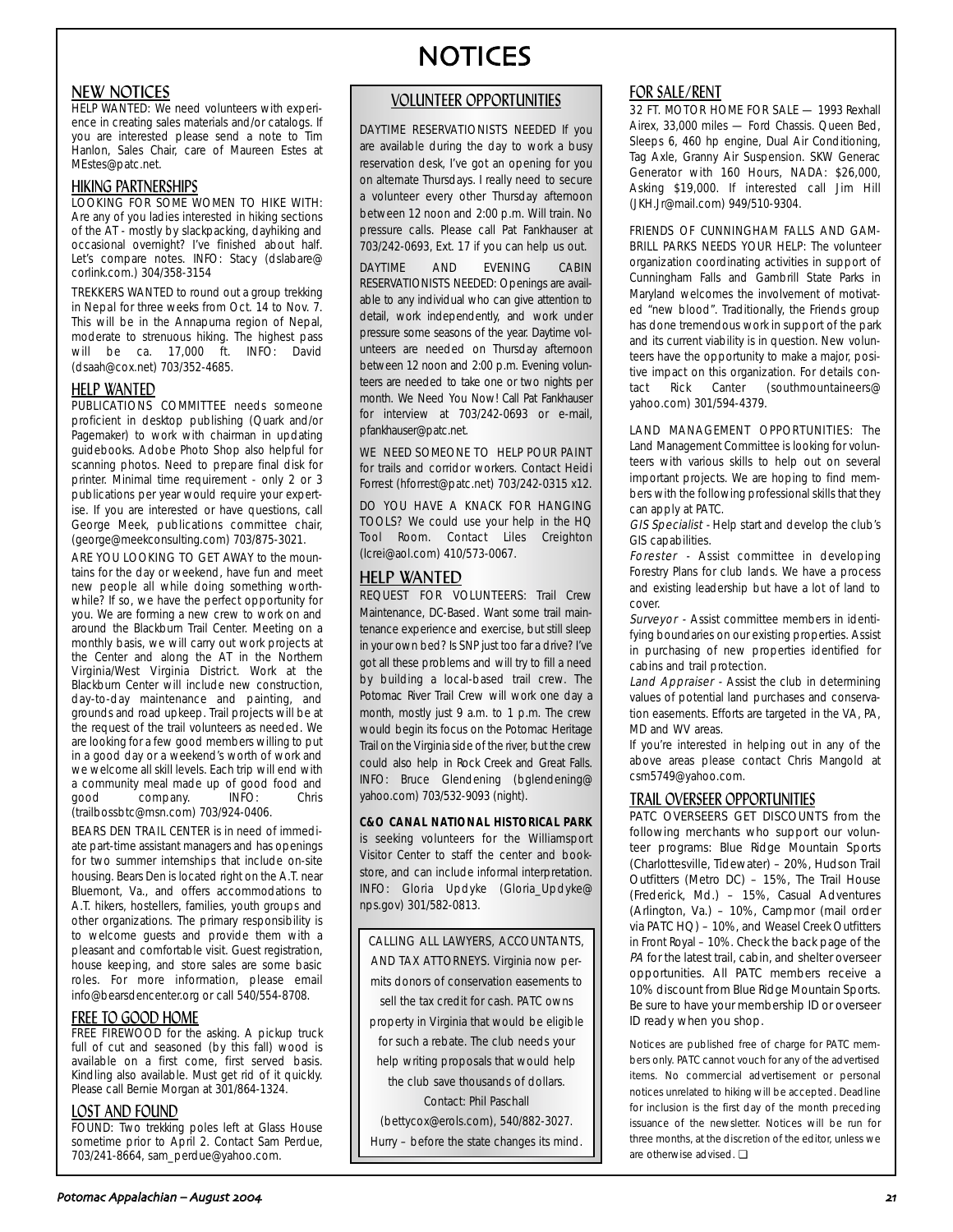# NOTICES

## NEW NOTICES

HELP WANTED: We need volunteers with experience in creating sales materials and/or catalogs. If you are interested please send a note to Tim Hanlon, Sales Chair, care of Maureen Estes at MEstes@patc.net.

## HIKING PARTNERSHIPS

LOOKING FOR SOME WOMEN TO HIKE WITH: Are any of you ladies interested in hiking sections of the AT - mostly by slackpacking, dayhiking and occasional overnight? I've finished about half. Let's compare notes. INFO: Stacy (dslabare@corlink.com.) 304/358-3154

TREKKERS WANTED to round out a group trekking in Nepal for three weeks from Oct. 14 to Nov. 7. This will be in the Annapurna region of Nepal, moderate to strenuous hiking. The highest pass will be ca. 17,000 ft. INFO: David (dsaah@cox.net) 703/352-4685.

## HELP WANTED

PUBLICATIONS COMMITTEE needs someone proficient in desktop publishing (Quark and/or Pagemaker) to work with chairman in updating guidebooks. Adobe Photo Shop also helpful for scanning photos. Need to prepare final disk for printer. Minimal time requirement - only 2 or 3 publications per year would require your expertise. If you are interested or have questions, call George Meek, publications committee chair, (george@meekconsulting.com) 703/875-3021.

ARE YOU LOOKING TO GET AWAY to the mountains for the day or weekend, have fun and meet new people all while doing something worthwhile? If so, we have the perfect opportunity for you. We are forming a new crew to work on and around the Blackburn Trail Center. Meeting on a monthly basis, we will carry out work projects at the Center and along the AT in the Northern Virginia/West Virginia District. Work at the Blackburn Center will include new construction, day-to-day maintenance and painting, and grounds and road upkeep. Trail projects will be at the request of the trail volunteers as needed. We are looking for a few good members willing to put in a good day or a weekend's worth of work and we welcome all skill levels. Each trip will end with a community meal made up of good food and good company. INFO: Chris (trailbossbtc@msn.com) 703/924-0406.

BEARS DEN TRAIL CENTER is in need of immediate part-time assistant managers and has openings for two summer internships that include on-site housing. Bears Den is located right on the A.T. near Bluemont, Va., and offers accommodations to A.T. hikers, hostellers, families, youth groups and other organizations. The primary responsibility is to welcome guests and provide them with a pleasant and comfortable visit. Guest registration, house keeping, and store sales are some basic roles. For more information, please email info@bearsdencenter.org or call 540/554-8708.

## FREE TO GOOD HOME

FREE FIREWOOD for the asking. A pickup truck full of cut and seasoned (by this fall) wood is available on a first come, first served basis. Kindling also available. Must get rid of it quickly. Please call Bernie Morgan at 301/864-1324.

## LOST AND FOUND

FOUND: Two trekking poles left at Glass House sometime prior to April 2. Contact Sam Perdue, 703/241-8664, sam_perdue@yahoo.com.

## VOLUNTEER OPPORTUNITIES

DAYTIME RESERVATIONISTS NEEDED If you are available during the day to work a busy reservation desk, I've got an opening for you on alternate Thursdays. I really need to secure a volunteer every other Thursday afternoon between 12 noon and 2:00 p.m. Will train. No pressure calls. Please call Pat Fankhauser at 703/242-0693, Ext. 17 if you can help us out.

DAYTIME AND EVENING CABIN RESERVATIONISTS NEEDED: Openings are available to any individual who can give attention to detail, work independently, and work under pressure some seasons of the year. Daytime volunteers are needed on Thursday afternoon between 12 noon and 2:00 p.m. Evening volunteers are needed to take one or two nights per month. We Need You Now! Call Pat Fankhauser for interview at 703/242-0693 or e-mail, pfankhauser@patc.net.

WE NEED SOMEONE TO HELP POUR PAINT for trails and corridor workers. Contact Heidi Forrest (hforrest@patc.net) 703/242-0315 x12.

DO YOU HAVE A KNACK FOR HANGING TOOLS? We could use your help in the HQ Tool Room. Contact Liles Creighton (lcrei@aol.com) 410/573-0067.

## HELP WANTED

REQUEST FOR VOLUNTEERS: Trail Crew Maintenance, DC-Based. Want some trail maintenance experience and exercise, but still sleep in your own bed? Is SNP just too far a drive? I've got all these problems and will try to fill a need by building a local-based trail crew. The Potomac River Trail Crew will work one day a month, mostly just 9 a.m. to 1 p.m. The crew would begin its focus on the Potomac Heritage Trail on the Virginia side of the river, but the crew could also help in Rock Creek and Great Falls. INFO: Bruce Glendening (bglendening@yahoo.com) 703/532-9093 (night).

**C&O CANAL NATIONAL HISTORICAL PARK** is seeking volunteers for the Williamsport Visitor Center to staff the center and bookstore, and can include informal interpretation. INFO: Gloria Updyke (Gloria_Updyke@nps.gov) 301/582-0813.

CALLING ALL LAWYERS, ACCOUNTANTS, AND TAX ATTORNEYS. Virginia now permits donors of conservation easements to sell the tax credit for cash. PATC owns property in Virginia that would be eligible for such a rebate. The club needs your help writing proposals that would help the club save thousands of dollars. Contact: Phil Paschall (bettycox@erols.com), 540/882-3027. Hurry – before the state changes its mind.

## FOR SALE/RENT

32 FT. MOTOR HOME FOR SALE — 1993 Rexhall Airex, 33,000 miles — Ford Chassis. Queen Bed, Sleeps 6, 460 hp engine, Dual Air Conditioning, Tag Axle, Granny Air Suspension. SKW Generac Generator with 160 Hours, NADA: $26,000, Asking $19,000. If interested call Jim Hill (JKH.Jr@mail.com) 949/510-9304.

FRIENDS OF CUNNINGHAM FALLS AND GAMBRILL PARKS NEEDS YOUR HELP: The volunteer organization coordinating activities in support of Cunningham Falls and Gambrill State Parks in Maryland welcomes the involvement of motivated "new blood". Traditionally, the Friends group has done tremendous work in support of the park and its current viability is in question. New volunteers have the opportunity to make a major, positive impact on this organization. For details contact Rick Canter (southmountaineers@yahoo.com) 301/594-4379.

LAND MANAGEMENT OPPORTUNITIES: The Land Management Committee is looking for volunteers with various skills to help out on several important projects. We are hoping to find members with the following professional skills that they can apply at PATC.

*GIS Specialist* - Help start and develop the club's GIS capabilities.

*Forester* - Assist committee in developing Forestry Plans for club lands. We have a process and existing leadership but have a lot of land to cover.

*Surveyor* - Assist committee members in identifying boundaries on our existing properties. Assist in purchasing of new properties identified for cabins and trail protection.

*Land Appraiser* - Assist the club in determining values of potential land purchases and conservation easements. Efforts are targeted in the VA, PA, MD and WV areas.

If you're interested in helping out in any of the above areas please contact Chris Mangold at csm5749@yahoo.com.

## TRAIL OVERSEER OPPORTUNITIES

PATC OVERSEERS GET DISCOUNTS from the following merchants who support our volunteer programs: Blue Ridge Mountain Sports (Charlottesville, Tidewater) – 20%, Hudson Trail Outfitters (Metro DC) – 15%, The Trail House (Frederick, Md.) – 15%, Casual Adventures (Arlington, Va.) – 10%, Campmor (mail order via PATC HQ) – 10%, and Weasel Creek Outfitters in Front Royal – 10%. Check the back page of the *PA* for the latest trail, cabin, and shelter overseer opportunities. All PATC members receive a 10% discount from Blue Ridge Mountain Sports. Be sure to have your membership ID or overseer ID ready when you shop.

Notices are published free of charge for PATC members only. PATC cannot vouch for any of the advertised items. No commercial advertisement or personal notices unrelated to hiking will be accepted. Deadline for inclusion is the first day of the month preceding issuance of the newsletter. Notices will be run for three months, at the discretion of the editor, unless we are otherwise advised. ❑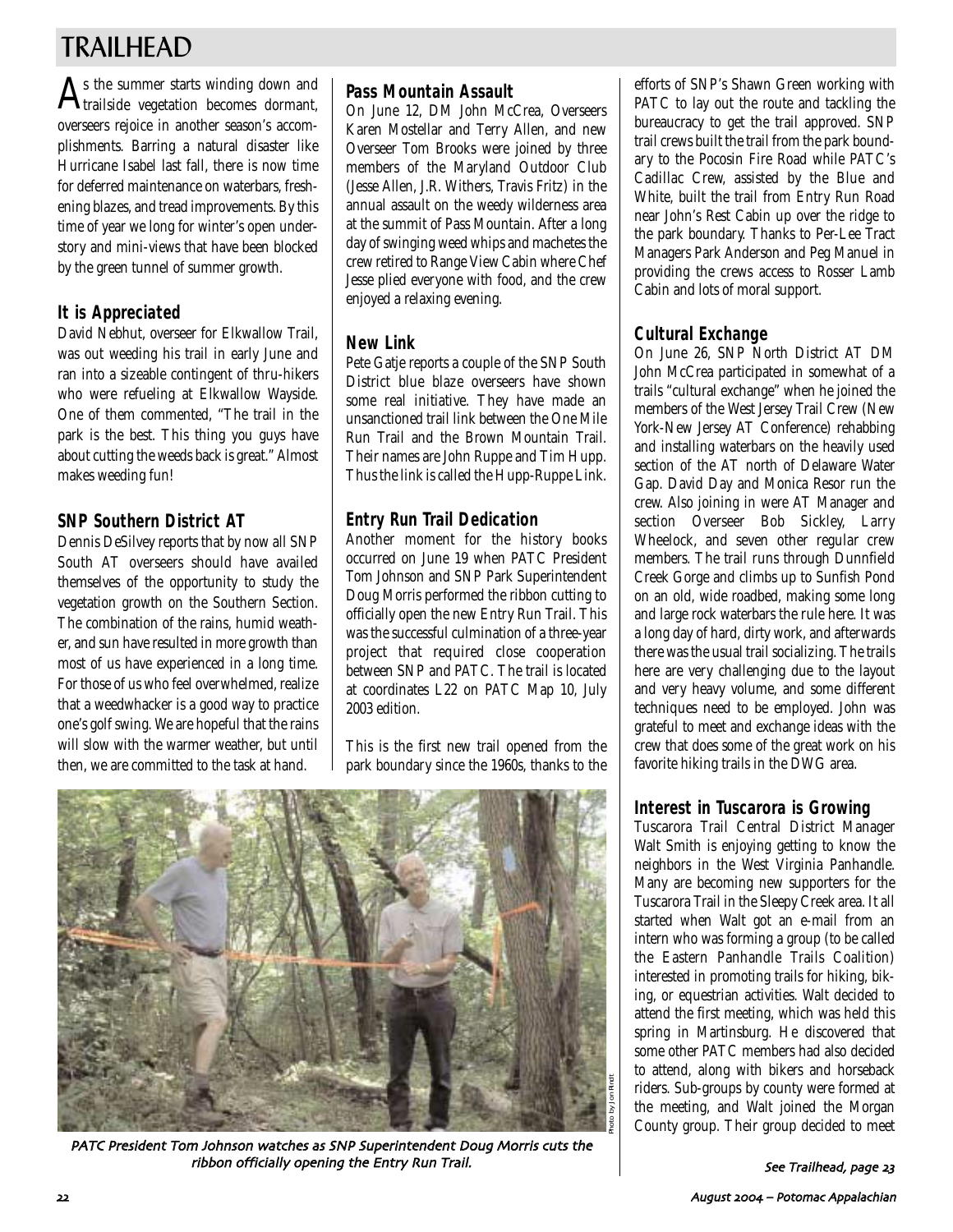# TRAILHEAD

As the summer starts winding down and trailside vegetation becomes dormant, overseers rejoice in another season's accomplishments. Barring a natural disaster like Hurricane Isabel last fall, there is now time for deferred maintenance on waterbars, freshening blazes, and tread improvements. By this time of year we long for winter's open understory and mini-views that have been blocked by the green tunnel of summer growth.

## It is Appreciated

David Nebhut, overseer for Elkwallow Trail, was out weeding his trail in early June and ran into a sizeable contingent of thru-hikers who were refueling at Elkwallow Wayside. One of them commented, "The trail in the park is the best. This thing you guys have about cutting the weeds back is great." Almost makes weeding fun!

## SNP Southern District AT

Dennis DeSilvey reports that by now all SNP South AT overseers should have availed themselves of the opportunity to study the vegetation growth on the Southern Section. The combination of the rains, humid weather, and sun have resulted in more growth than most of us have experienced in a long time. For those of us who feel overwhelmed, realize that a weedwhacker is a good way to practice one's golf swing. We are hopeful that the rains will slow with the warmer weather, but until then, we are committed to the task at hand.

## Pass Mountain Assault

On June 12, DM John McCrea, Overseers Karen Mostellar and Terry Allen, and new Overseer Tom Brooks were joined by three members of the Maryland Outdoor Club (Jesse Allen, J.R. Withers, Travis Fritz) in the annual assault on the weedy wilderness area at the summit of Pass Mountain. After a long day of swinging weed whips and machetes the crew retired to Range View Cabin where Chef Jesse plied everyone with food, and the crew enjoyed a relaxing evening.

## New Link

Pete Gatje reports a couple of the SNP South District blue blaze overseers have shown some real initiative. They have made an unsanctioned trail link between the One Mile Run Trail and the Brown Mountain Trail. Their names are John Ruppe and Tim Hupp. Thus the link is called the Hupp-Ruppe Link.

## Entry Run Trail Dedication

Another moment for the history books occurred on June 19 when PATC President Tom Johnson and SNP Park Superintendent Doug Morris performed the ribbon cutting to officially open the new Entry Run Trail. This was the successful culmination of a three-year project that required close cooperation between SNP and PATC. The trail is located at coordinates L22 on PATC Map 10, July 2003 edition.

This is the first new trail opened from the park boundary since the 1960s, thanks to the efforts of SNP's Shawn Green working with PATC to lay out the route and tackling the bureaucracy to get the trail approved. SNP trail crews built the trail from the park boundary to the Pocosin Fire Road while PATC's Cadillac Crew, assisted by the Blue and White, built the trail from Entry Run Road near John's Rest Cabin up over the ridge to the park boundary. Thanks to Per-Lee Tract Managers Park Anderson and Peg Manuel in providing the crews access to Rosser Lamb Cabin and lots of moral support.

*PATC President Tom Johnson watches as SNP Superintendent Doug Morris cuts the ribbon officially opening the Entry Run Trail.*

## Cultural Exchange

On June 26, SNP North District AT DM John McCrea participated in somewhat of a trails "cultural exchange" when he joined the members of the West Jersey Trail Crew (New York-New Jersey AT Conference) rehabbing and installing waterbars on the heavily used section of the AT north of Delaware Water Gap. David Day and Monica Resor run the crew. Also joining in were AT Manager and section Overseer Bob Sickley, Larry Wheelock, and seven other regular crew members. The trail runs through Dunnfield Creek Gorge and climbs up to Sunfish Pond on an old, wide roadbed, making some long and large rock waterbars the rule here. It was a long day of hard, dirty work, and afterwards there was the usual trail socializing. The trails here are very challenging due to the layout and very heavy volume, and some different techniques need to be employed. John was grateful to meet and exchange ideas with the crew that does some of the great work on his favorite hiking trails in the DWG area.

## Interest in Tuscarora is Growing

Tuscarora Trail Central District Manager Walt Smith is enjoying getting to know the neighbors in the West Virginia Panhandle. Many are becoming new supporters for the Tuscarora Trail in the Sleepy Creek area. It all started when Walt got an e-mail from an intern who was forming a group (to be called the Eastern Panhandle Trails Coalition) interested in promoting trails for hiking, biking, or equestrian activities. Walt decided to attend the first meeting, which was held this spring in Martinsburg. He discovered that some other PATC members had also decided to attend, along with bikers and horseback riders. Sub-groups by county were formed at the meeting, and Walt joined the Morgan County group. Their group decided to meet

*See Trailhead, page 23*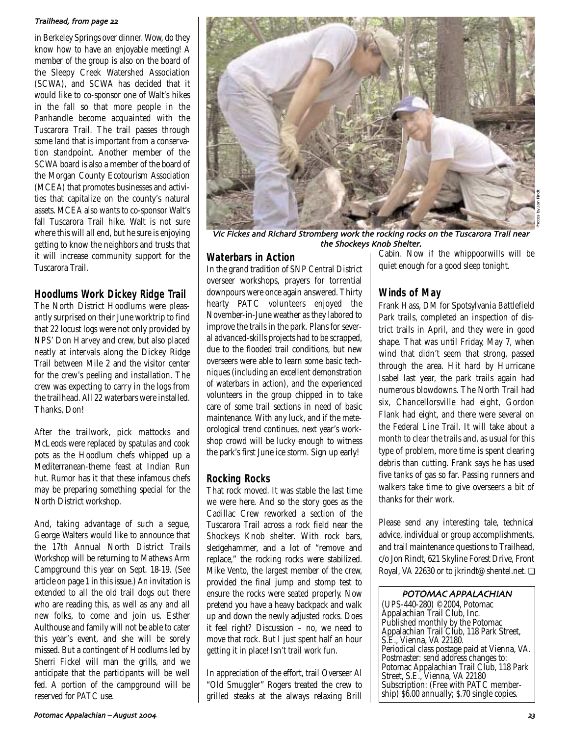*Trailhead, from page 22*

in Berkeley Springs over dinner. Wow, do they know how to have an enjoyable meeting! A member of the group is also on the board of the Sleepy Creek Watershed Association (SCWA), and SCWA has decided that it would like to co-sponsor one of Walt's hikes in the fall so that more people in the Panhandle become acquainted with the Tuscarora Trail. The trail passes through some land that is important from a conservation standpoint. Another member of the SCWA board is also a member of the board of the Morgan County Ecotourism Association (MCEA) that promotes businesses and activities that capitalize on the county's natural assets. MCEA also wants to co-sponsor Walt's fall Tuscarora Trail hike. Walt is not sure where this will all end, but he sure is enjoying getting to know the neighbors and trusts that it will increase community support for the Tuscarora Trail.

## Hoodlums Work Dickey Ridge Trail

The North District Hoodlums were pleasantly surprised on their June worktrip to find that 22 locust logs were not only provided by NPS' Don Harvey and crew, but also placed neatly at intervals along the Dickey Ridge Trail between Mile 2 and the visitor center for the crew's peeling and installation. The crew was expecting to carry in the logs from the trailhead. All 22 waterbars were installed. Thanks, Don!

After the trailwork, pick mattocks and McLeods were replaced by spatulas and cook pots as the Hoodlum chefs whipped up a Mediterranean-theme feast at Indian Run hut. Rumor has it that these infamous chefs may be preparing something special for the North District workshop.

And, taking advantage of such a segue, George Walters would like to announce that the 17th Annual North District Trails Workshop will be returning to Mathews Arm Campground this year on Sept. 18-19. (See article on page 1 in this issue.) An invitation is extended to all the old trail dogs out there who are reading this, as well as any and all new folks, to come and join us. Esther Aulthouse and family will not be able to cater this year's event, and she will be sorely missed. But a contingent of Hoodlums led by Sherri Fickel will man the grills, and we anticipate that the participants will be well fed. A portion of the campground will be reserved for PATC use.

*Vic Fickes and Richard Stromberg work the rocking rocks on the Tuscarora Trail near the Shockeys Knob Shelter.*

Photos by Jon Rindt

## Waterbars in Action

In the grand tradition of SNP Central District overseer workshops, prayers for torrential downpours were once again answered. Thirty hearty PATC volunteers enjoyed the November-in-June weather as they labored to improve the trails in the park. Plans for several advanced-skills projects had to be scrapped, due to the flooded trail conditions, but new overseers were able to learn some basic techniques (including an excellent demonstration of waterbars in action), and the experienced volunteers in the group chipped in to take care of some trail sections in need of basic maintenance. With any luck, and if the meteorological trend continues, next year's workshop crowd will be lucky enough to witness the park's first June ice storm. Sign up early!

## Rocking Rocks

That rock moved. It was stable the last time we were here. And so the story goes as the Cadillac Crew reworked a section of the Tuscarora Trail across a rock field near the Shockeys Knob shelter. With rock bars, sledgehammer, and a lot of "remove and replace," the rocking rocks were stabilized. Mike Vento, the largest member of the crew, provided the final jump and stomp test to ensure the rocks were seated properly. Now pretend you have a heavy backpack and walk up and down the newly adjusted rocks. Does it feel right? Discussion – no, we need to move that rock. But I just spent half an hour getting it in place! Isn't trail work fun.

In appreciation of the effort, trail Overseer Al "Old Smuggler" Rogers treated the crew to grilled steaks at the always relaxing Brill Cabin. Now if the whippoorwills will be quiet enough for a good sleep tonight.

## Winds of May

Frank Hass, DM for Spotsylvania Battlefield Park trails, completed an inspection of district trails in April, and they were in good shape. That was until Friday, May 7, when wind that didn't seem that strong, passed through the area. Hit hard by Hurricane Isabel last year, the park trails again had numerous blowdowns. The North Trail had six, Chancellorsville had eight, Gordon Flank had eight, and there were several on the Federal Line Trail. It will take about a month to clear the trails and, as usual for this type of problem, more time is spent clearing debris than cutting. Frank says he has used five tanks of gas so far. Passing runners and walkers take time to give overseers a bit of thanks for their work.

Please send any interesting tale, technical advice, individual or group accomplishments, and trail maintenance questions to Trailhead, c/o Jon Rindt, 621 Skyline Forest Drive, Front Royal, VA 22630 or to jkrindt@shentel.net. ❑

**POTOMAC APPALACHIAN**

(UPS-440-280) ©2004, Potomac Appalachian Trail Club, Inc.
Published monthly by the Potomac Appalachian Trail Club, 118 Park Street, S.E., Vienna, VA 22180.
Periodical class postage paid at Vienna, VA.
Postmaster: send address changes to: Potomac Appalachian Trail Club, 118 Park Street, S.E., Vienna, VA 22180
Subscription: (Free with PATC membership) $6.00 annually; $.70 single copies.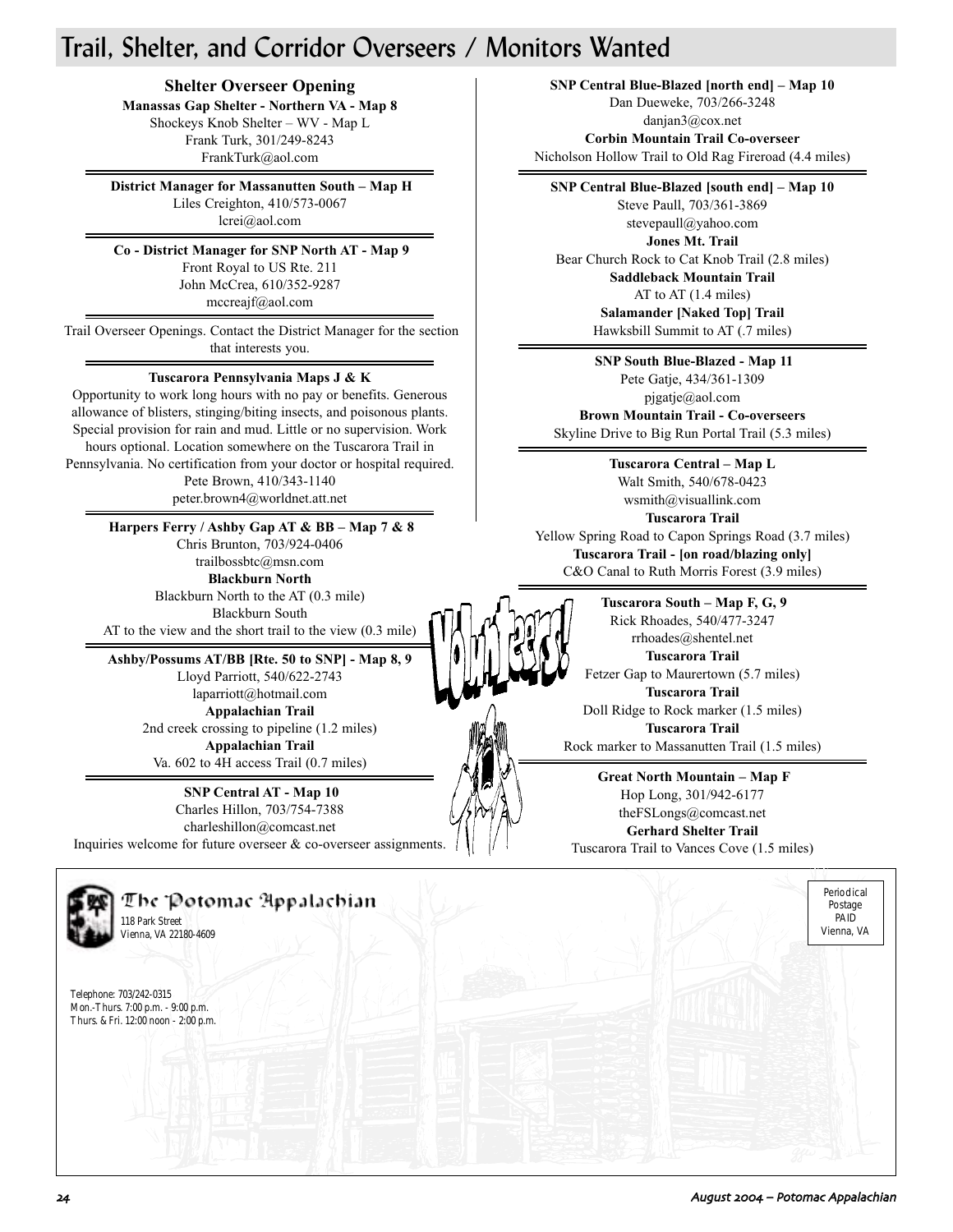# Trail, Shelter, and Corridor Overseers / Monitors Wanted

**Shelter Overseer Opening**

**Manassas Gap Shelter - Northern VA - Map 8**

Shockeys Knob Shelter – WV - Map L

Frank Turk, 301/249-8243

FrankTurk@aol.com

**District Manager for Massanutten South – Map H**

Liles Creighton, 410/573-0067

lcrei@aol.com

**Co - District Manager for SNP North AT - Map 9**

Front Royal to US Rte. 211

John McCrea, 610/352-9287

mccreajf@aol.com

Trail Overseer Openings. Contact the District Manager for the section that interests you.

**Tuscarora Pennsylvania Maps J & K**

Opportunity to work long hours with no pay or benefits. Generous allowance of blisters, stinging/biting insects, and poisonous plants. Special provision for rain and mud. Little or no supervision. Work hours optional. Location somewhere on the Tuscarora Trail in Pennsylvania. No certification from your doctor or hospital required.

Pete Brown, 410/343-1140

peter.brown4@worldnet.att.net

**Harpers Ferry / Ashby Gap AT & BB – Map 7 & 8**

Chris Brunton, 703/924-0406

trailbosstbtc@msn.com

**Blackburn North**

Blackburn North to the AT (0.3 mile)

Blackburn South

AT to the view and the short trail to the view (0.3 mile)

**Ashby/Possums AT/BB [Rte. 50 to SNP] - Map 8, 9**

Lloyd Parriott, 540/622-2743

laparriott@hotmail.com

**Appalachian Trail**

2nd creek crossing to pipeline (1.2 miles)

**Appalachian Trail**

Va. 602 to 4H access Trail (0.7 miles)

**SNP Central AT - Map 10**

Charles Hillon, 703/754-7388

charleshillon@comcast.net

Inquiries welcome for future overseer & co-overseer assignments.

**SNP Central Blue-Blazed [north end] – Map 10**

Dan Dueweke, 703/266-3248

danjan3@cox.net

**Corbin Mountain Trail Co-overseer**

Nicholson Hollow Trail to Old Rag Fireroad (4.4 miles)

**SNP Central Blue-Blazed [south end] – Map 10**

Steve Paull, 703/361-3869

stevepaull@yahoo.com

**Jones Mt. Trail**

Bear Church Rock to Cat Knob Trail (2.8 miles)

**Saddleback Mountain Trail**

AT to AT (1.4 miles)

**Salamander [Naked Top] Trail**

Hawksbill Summit to AT (.7 miles)

**SNP South Blue-Blazed - Map 11**

Pete Gatje, 434/361-1309

pjgatje@aol.com

**Brown Mountain Trail - Co-overseers**

Skyline Drive to Big Run Portal Trail (5.3 miles)

**Tuscarora Central – Map L**

Walt Smith, 540/678-0423

wsmith@visuallink.com

**Tuscarora Trail**

Yellow Spring Road to Capon Springs Road (3.7 miles)

**Tuscarora Trail - [on road/blazing only]**

C&O Canal to Ruth Morris Forest (3.9 miles)

**Tuscarora South – Map F, G, 9**

Rick Rhoades, 540/477-3247

rrhoades@shentel.net

**Tuscarora Trail**

Fetzer Gap to Maurertown (5.7 miles)

**Tuscarora Trail**

Doll Ridge to Rock marker (1.5 miles)

**Tuscarora Trail**

Rock marker to Massanutten Trail (1.5 miles)

**Great North Mountain – Map F**

Hop Long, 301/942-6177

theFSLongs@comcast.net

**Gerhard Shelter Trail**

Tuscarora Trail to Vances Cove (1.5 miles)

Volunteers!

The Potomac Appalachian

118 Park Street
Vienna, VA 22180-4609

Telephone: 703/242-0315
Mon.-Thurs. 7:00 p.m. - 9:00 p.m.
Thurs. & Fri. 12:00 noon - 2:00 p.m.

Periodical
Postage
PAID
Vienna, VA